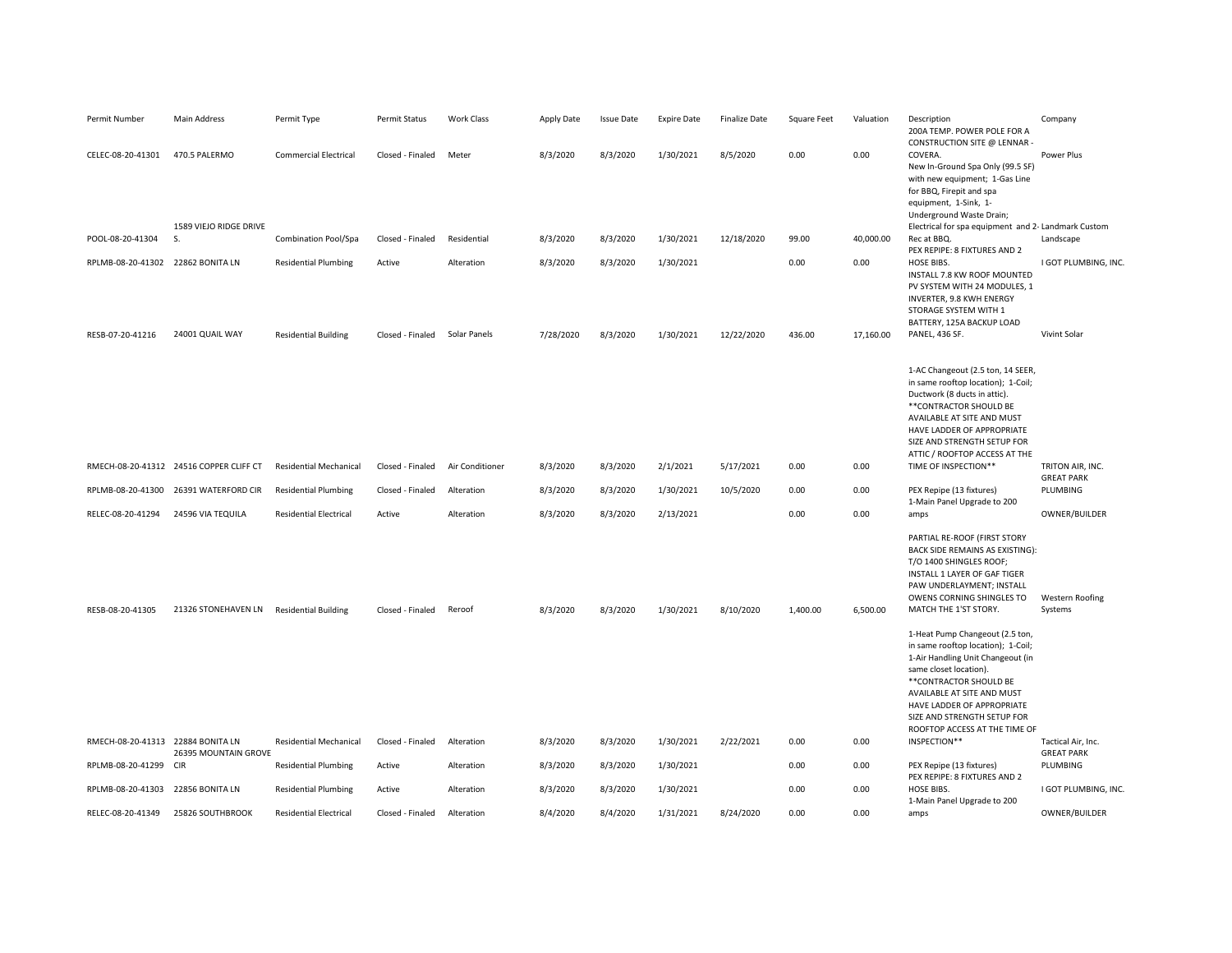| Permit Number | Main Address | Permit Type | Permit Status | Work Class | Apply Date | Issue Date | Expire Date | Finalize Date | Square Feet | Valuation | Description | Company |
|---|---|---|---|---|---|---|---|---|---|---|---|---|
| CELEC-08-20-41301 | 470.5 PALERMO | Commercial Electrical | Closed - Finaled | Meter | 8/3/2020 | 8/3/2020 | 1/30/2021 | 8/5/2020 | 0.00 | 0.00 | 200A TEMP. POWER POLE FOR A CONSTRUCTION SITE @ LENNAR - COVERA. | Power Plus |
| POOL-08-20-41304 | 1589 VIEJO RIDGE DRIVE S. | Combination Pool/Spa | Closed - Finaled | Residential | 8/3/2020 | 8/3/2020 | 1/30/2021 | 12/18/2020 | 99.00 | 40,000.00 | New In-Ground Spa Only (99.5 SF) with new equipment; 1-Gas Line for BBQ, Firepit and spa equipment, 1-Sink, 1-Underground Waste Drain; Electrical for spa equipment and 2-Rec at BBQ. | Landmark Custom Landscape |
| RPLMB-08-20-41302 | 22862 BONITA LN | Residential Plumbing | Active | Alteration | 8/3/2020 | 8/3/2020 | 1/30/2021 | | 0.00 | 0.00 | PEX REPIRE: 8 FIXTURES AND 2 HOSE BIBS. | I GOT PLUMBING, INC. |
| RESB-07-20-41216 | 24001 QUAIL WAY | Residential Building | Closed - Finaled | Solar Panels | 7/28/2020 | 8/3/2020 | 1/30/2021 | 12/22/2020 | 436.00 | 17,160.00 | INSTALL 7.8 KW ROOF MOUNTED PV SYSTEM WITH 24 MODULES, 1 INVERTER, 9.8 KWH ENERGY STORAGE SYSTEM WITH 1 BATTERY, 125A BACKUP LOAD PANEL, 436 SF. | Vivint Solar |
| RMECH-08-20-41312 | 24516 COPPER CLIFF CT | Residential Mechanical | Closed - Finaled | Air Conditioner | 8/3/2020 | 8/3/2020 | 2/1/2021 | 5/17/2021 | 0.00 | 0.00 | 1-AC Changeout (2.5 ton, 14 SEER, in same rooftop location); 1-Coil; Ductwork (8 ducts in attic). **CONTRACTOR SHOULD BE AVAILABLE AT SITE AND MUST HAVE LADDER OF APPROPRIATE SIZE AND STRENGTH SETUP FOR ATTIC / ROOFTOP ACCESS AT THE TIME OF INSPECTION** | TRITON AIR, INC. |
| RPLMB-08-20-41300 | 26391 WATERFORD CIR | Residential Plumbing | Closed - Finaled | Alteration | 8/3/2020 | 8/3/2020 | 1/30/2021 | 10/5/2020 | 0.00 | 0.00 | PEX Repipe (13 fixtures) | GREAT PARK PLUMBING |
| RELEC-08-20-41294 | 24596 VIA TEQUILA | Residential Electrical | Active | Alteration | 8/3/2020 | 8/3/2020 | 2/13/2021 | | 0.00 | 0.00 | 1-Main Panel Upgrade to 200 amps | OWNER/BUILDER |
| RESB-08-20-41305 | 21326 STONEHAVEN LN | Residential Building | Closed - Finaled | Reroof | 8/3/2020 | 8/3/2020 | 1/30/2021 | 8/10/2020 | 1,400.00 | 6,500.00 | PARTIAL RE-ROOF (FIRST STORY BACK SIDE REMAINS AS EXISTING): T/O 1400 SHINGLES ROOF; INSTALL 1 LAYER OF GAF TIGER PAW UNDERLAYMENT; INSTALL OWENS CORNING SHINGLES TO MATCH THE 1'ST STORY. | Western Roofing Systems |
| RMECH-08-20-41313 | 22884 BONITA LN | Residential Mechanical | Closed - Finaled | Alteration | 8/3/2020 | 8/3/2020 | 1/30/2021 | 2/22/2021 | 0.00 | 0.00 | 1-Heat Pump Changeout (2.5 ton, in same rooftop location); 1-Coil; 1-Air Handling Unit Changeout (in same closet location). **CONTRACTOR SHOULD BE AVAILABLE AT SITE AND MUST HAVE LADDER OF APPROPRIATE SIZE AND STRENGTH SETUP FOR ROOFTOP ACCESS AT THE TIME OF INSPECTION** | Tactical Air, Inc. |
| RPLMB-08-20-41299 | 26395 MOUNTAIN GROVE CIR | Residential Plumbing | Active | Alteration | 8/3/2020 | 8/3/2020 | 1/30/2021 | | 0.00 | 0.00 | PEX Repipe (13 fixtures) | GREAT PARK PLUMBING |
| RPLMB-08-20-41303 | 22856 BONITA LN | Residential Plumbing | Active | Alteration | 8/3/2020 | 8/3/2020 | 1/30/2021 | | 0.00 | 0.00 | PEX REPIPE: 8 FIXTURES AND 2 HOSE BIBS. | I GOT PLUMBING, INC. |
| RELEC-08-20-41349 | 25826 SOUTHBROOK | Residential Electrical | Closed - Finaled | Alteration | 8/4/2020 | 8/4/2020 | 1/31/2021 | 8/24/2020 | 0.00 | 0.00 | 1-Main Panel Upgrade to 200 amps | OWNER/BUILDER |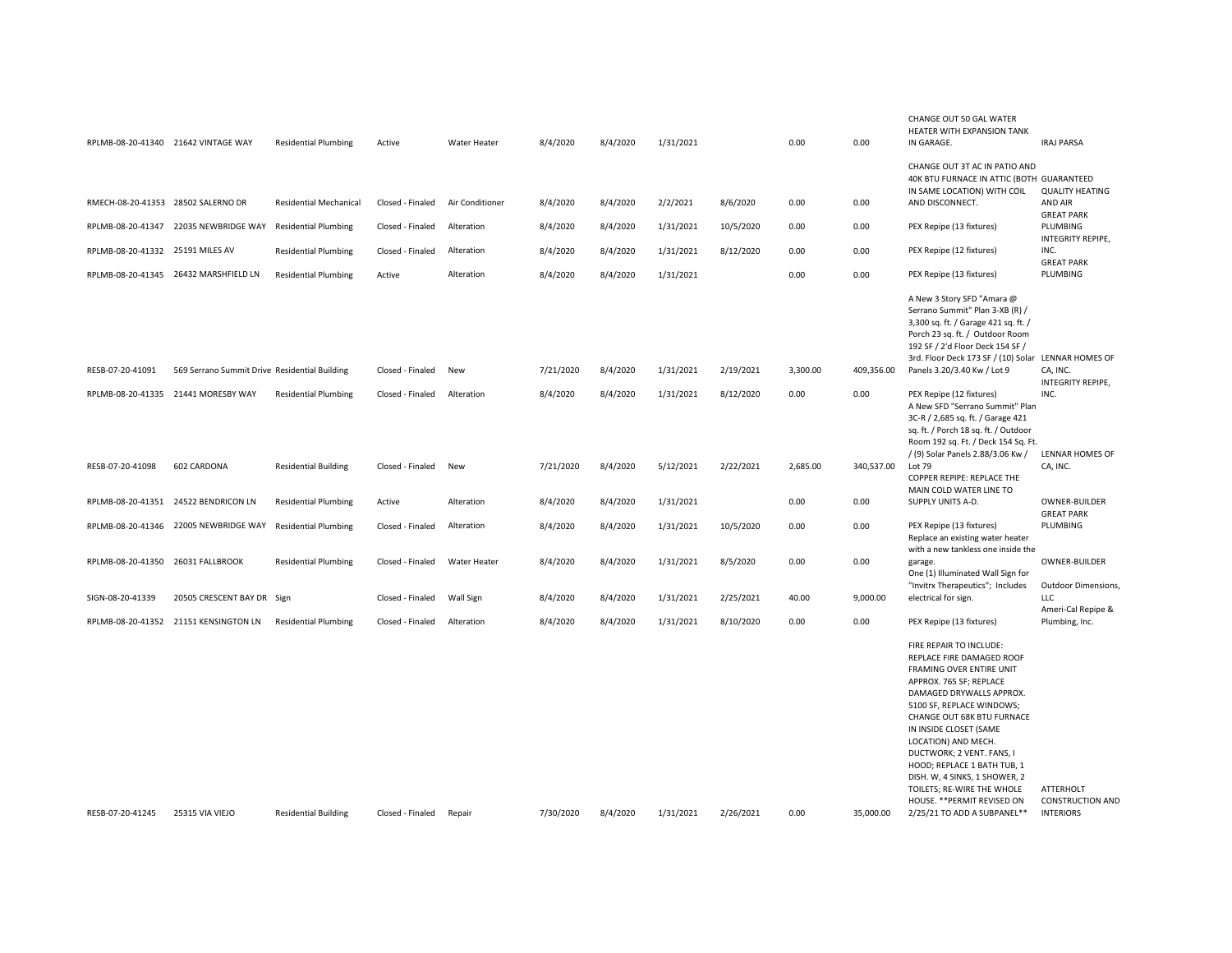| | | | | | | | | | | | | |
|---|---|---|---|---|---|---|---|---|---|---|---|---|
| RPLMB-08-20-41340 | 21642 VINTAGE WAY | Residential Plumbing | Active | Water Heater | 8/4/2020 | 8/4/2020 | 1/31/2021 | | 0.00 | 0.00 | CHANGE OUT 50 GAL WATER HEATER WITH EXPANSION TANK IN GARAGE. | IRAJ PARSA |
| RMECH-08-20-41353 | 28502 SALERNO DR | Residential Mechanical | Closed - Finaled | Air Conditioner | 8/4/2020 | 8/4/2020 | 2/2/2021 | 8/6/2020 | 0.00 | 0.00 | CHANGE OUT 3T AC IN PATIO AND 40K BTU FURNACE IN ATTIC (BOTH IN SAME LOCATION) WITH COIL AND DISCONNECT. | GUARANTEED QUALITY HEATING AND AIR |
| RPLMB-08-20-41347 | 22035 NEWBRIDGE WAY | Residential Plumbing | Closed - Finaled | Alteration | 8/4/2020 | 8/4/2020 | 1/31/2021 | 10/5/2020 | 0.00 | 0.00 | PEX Repipe (13 fixtures) | GREAT PARK PLUMBING |
| RPLMB-08-20-41332 | 25191 MILES AV | Residential Plumbing | Closed - Finaled | Alteration | 8/4/2020 | 8/4/2020 | 1/31/2021 | 8/12/2020 | 0.00 | 0.00 | PEX Repipe (12 fixtures) | INTEGRITY REPIPE, INC. |
| RPLMB-08-20-41345 | 26432 MARSHFIELD LN | Residential Plumbing | Active | Alteration | 8/4/2020 | 8/4/2020 | 1/31/2021 | | 0.00 | 0.00 | PEX Repipe (13 fixtures) | GREAT PARK PLUMBING |
| RESB-07-20-41091 | 569 Serrano Summit Drive | Residential Building | Closed - Finaled | New | 7/21/2020 | 8/4/2020 | 1/31/2021 | 2/19/2021 | 3,300.00 | 409,356.00 | A New 3 Story SFD "Amara @ Serrano Summit" Plan 3-XB (R) / 3,300 sq. ft. / Garage 421 sq. ft. / Porch 23 sq. ft. / Outdoor Room 192 SF / 2'd Floor Deck 154 SF / 3rd. Floor Deck 173 SF / (10) Solar Panels 3.20/3.40 Kw / Lot 9 | LENNAR HOMES OF CA, INC. |
| RPLMB-08-20-41335 | 21441 MORESBY WAY | Residential Plumbing | Closed - Finaled | Alteration | 8/4/2020 | 8/4/2020 | 1/31/2021 | 8/12/2020 | 0.00 | 0.00 | PEX Repipe (12 fixtures) | INTEGRITY REPIPE, INC. |
| RESB-07-20-41098 | 602 CARDONA | Residential Building | Closed - Finaled | New | 7/21/2020 | 8/4/2020 | 5/12/2021 | 2/22/2021 | 2,685.00 | 340,537.00 | A New SFD "Serrano Summit" Plan 3C-R / 2,685 sq. ft. / Garage 421 sq. ft. / Porch 18 sq. ft. / Outdoor Room 192 sq. Ft. / Deck 154 Sq. Ft. / (9) Solar Panels 2.88/3.06 Kw / Lot 79 | LENNAR HOMES OF CA, INC. |
| RPLMB-08-20-41351 | 24522 BENDRICON LN | Residential Plumbing | Active | Alteration | 8/4/2020 | 8/4/2020 | 1/31/2021 | | 0.00 | 0.00 | COPPER REPIPE: REPLACE THE MAIN COLD WATER LINE TO SUPPLY UNITS A-D. | OWNER-BUILDER |
| RPLMB-08-20-41346 | 22005 NEWBRIDGE WAY | Residential Plumbing | Closed - Finaled | Alteration | 8/4/2020 | 8/4/2020 | 1/31/2021 | 10/5/2020 | 0.00 | 0.00 | PEX Repipe (13 fixtures) | GREAT PARK PLUMBING |
| RPLMB-08-20-41350 | 26031 FALLBROOK | Residential Plumbing | Closed - Finaled | Water Heater | 8/4/2020 | 8/4/2020 | 1/31/2021 | 8/5/2020 | 0.00 | 0.00 | Replace an existing water heater with a new tankless one inside the garage. | OWNER-BUILDER |
| SIGN-08-20-41339 | 20505 CRESCENT BAY DR | Sign | Closed - Finaled | Wall Sign | 8/4/2020 | 8/4/2020 | 1/31/2021 | 2/25/2021 | 40.00 | 9,000.00 | One (1) Illuminated Wall Sign for "Invitrx Therapeutics"; Includes electrical for sign. | Outdoor Dimensions, LLC |
| RPLMB-08-20-41352 | 21151 KENSINGTON LN | Residential Plumbing | Closed - Finaled | Alteration | 8/4/2020 | 8/4/2020 | 1/31/2021 | 8/10/2020 | 0.00 | 0.00 | PEX Repipe (13 fixtures) | Ameri-Cal Repipe & Plumbing, Inc. |
| RESB-07-20-41245 | 25315 VIA VIEJO | Residential Building | Closed - Finaled | Repair | 7/30/2020 | 8/4/2020 | 1/31/2021 | 2/26/2021 | 0.00 | 35,000.00 | FIRE REPAIR TO INCLUDE: REPLACE FIRE DAMAGED ROOF FRAMING OVER ENTIRE UNIT APPROX. 765 SF; REPLACE DAMAGED DRYWALLS APPROX. 5100 SF, REPLACE WINDOWS; CHANGE OUT 68K BTU FURNACE IN INSIDE CLOSET (SAME LOCATION) AND MECH. DUCTWORK; 2 VENT. FANS, I HOOD; REPLACE 1 BATH TUB, 1 DISH. W, 4 SINKS, 1 SHOWER, 2 TOILETS; RE-WIRE THE WHOLE HOUSE. **PERMIT REVISED ON 2/25/21 TO ADD A SUBPANEL** | ATTERHOLT CONSTRUCTION AND INTERIORS |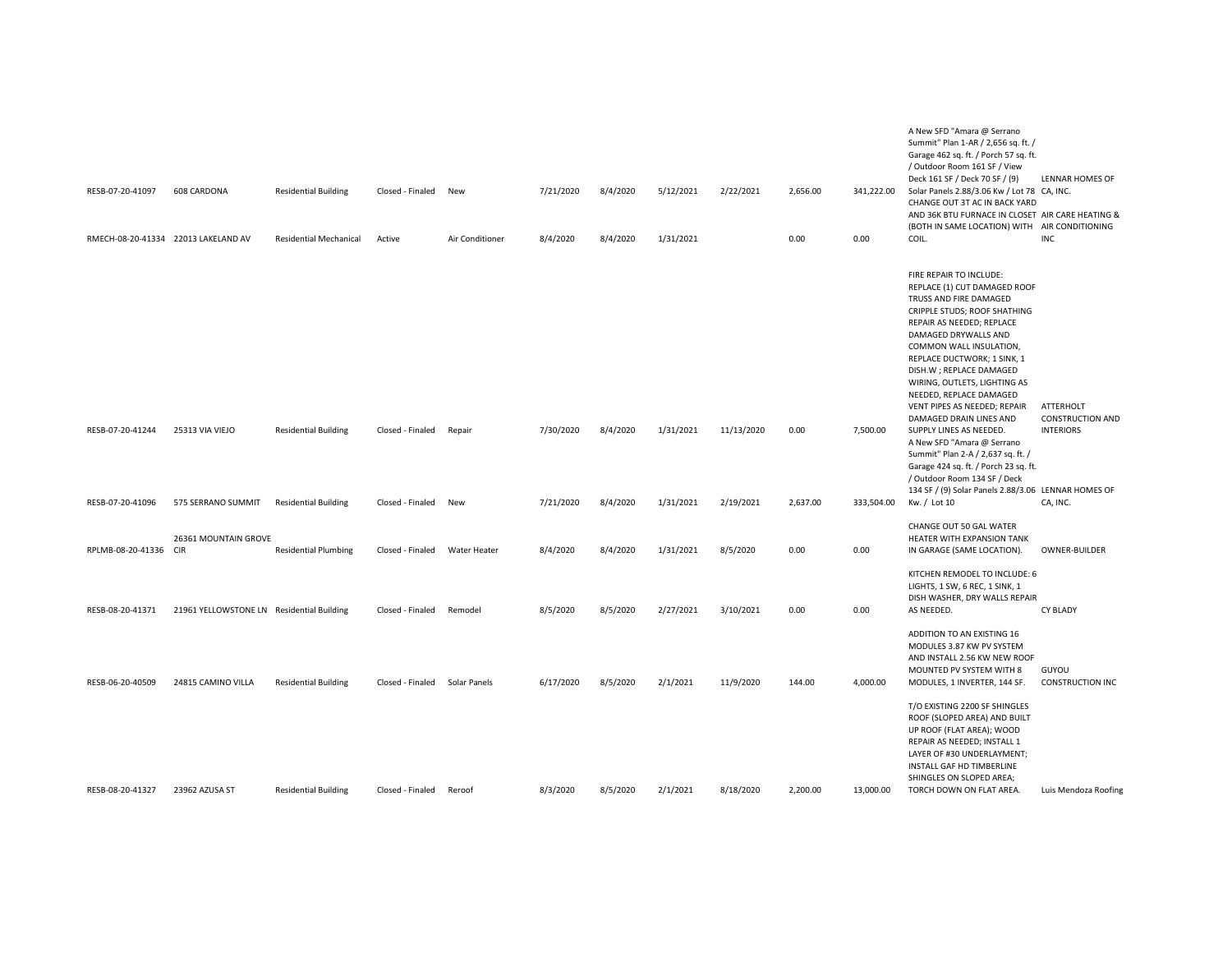| | | | | | | | | | | | | |
|---|---|---|---|---|---|---|---|---|---|---|---|---|
| RESB-07-20-41097 | 608 CARDONA | Residential Building | Closed - Finaled | New | 7/21/2020 | 8/4/2020 | 5/12/2021 | 2/22/2021 | 2,656.00 | 341,222.00 | A New SFD "Amara @ Serrano Summit" Plan 1-AR / 2,656 sq. ft. / Garage 462 sq. ft. / Porch 57 sq. ft. / Outdoor Room 161 SF / View Deck 161 SF / Deck 70 SF / (9) Solar Panels 2.88/3.06 Kw / Lot 78 | LENNAR HOMES OF CA, INC. |
| RMECH-08-20-41334 | 22013 LAKELAND AV | Residential Mechanical | Active | Air Conditioner | 8/4/2020 | 8/4/2020 | 1/31/2021 | | 0.00 | 0.00 | CHANGE OUT 3T AC IN BACK YARD AND 36K BTU FURNACE IN CLOSET (BOTH IN SAME LOCATION) WITH COIL. | AIR CARE HEATING & AIR CONDITIONING INC |
| RESB-07-20-41244 | 25313 VIA VIEJO | Residential Building | Closed - Finaled | Repair | 7/30/2020 | 8/4/2020 | 1/31/2021 | 11/13/2020 | 0.00 | 7,500.00 | FIRE REPAIR TO INCLUDE: REPLACE (1) CUT DAMAGED ROOF TRUSS AND FIRE DAMAGED CRIPPLE STUDS; ROOF SHATHING REPAIR AS NEEDED; REPLACE DAMAGED DRYWALLS AND COMMON WALL INSULATION, REPLACE DUCTWORK; 1 SINK, 1 DISH.W ; REPLACE DAMAGED WIRING, OUTLETS, LIGHTING AS NEEDED, REPLACE DAMAGED VENT PIPES AS NEEDED; REPAIR DAMAGED DRAIN LINES AND SUPPLY LINES AS NEEDED. | ATTERHOLT CONSTRUCTION AND INTERIORS |
| RESB-07-20-41096 | 575 SERRANO SUMMIT | Residential Building | Closed - Finaled | New | 7/21/2020 | 8/4/2020 | 1/31/2021 | 2/19/2021 | 2,637.00 | 333,504.00 | A New SFD "Amara @ Serrano Summit" Plan 2-A / 2,637 sq. ft. / Garage 424 sq. ft. / Porch 23 sq. ft. / Outdoor Room 134 SF / Deck 134 SF / (9) Solar Panels 2.88/3.06 Kw. / Lot 10 | LENNAR HOMES OF CA, INC. |
| RPLMB-08-20-41336 | 26361 MOUNTAIN GROVE CIR | Residential Plumbing | Closed - Finaled | Water Heater | 8/4/2020 | 8/4/2020 | 1/31/2021 | 8/5/2020 | 0.00 | 0.00 | CHANGE OUT 50 GAL WATER HEATER WITH EXPANSION TANK IN GARAGE (SAME LOCATION). | OWNER-BUILDER |
| RESB-08-20-41371 | 21961 YELLOWSTONE LN | Residential Building | Closed - Finaled | Remodel | 8/5/2020 | 8/5/2020 | 2/27/2021 | 3/10/2021 | 0.00 | 0.00 | KITCHEN REMODEL TO INCLUDE: 6 LIGHTS, 1 SW, 6 REC, 1 SINK, 1 DISH WASHER, DRY WALLS REPAIR AS NEEDED. | CY BLADY |
| RESB-06-20-40509 | 24815 CAMINO VILLA | Residential Building | Closed - Finaled | Solar Panels | 6/17/2020 | 8/5/2020 | 2/1/2021 | 11/9/2020 | 144.00 | 4,000.00 | ADDITION TO AN EXISTING 16 MODULES 3.87 KW PV SYSTEM AND INSTALL 2.56 KW NEW ROOF MOUNTED PV SYSTEM WITH 8 MODULES, 1 INVERTER, 144 SF. | GUYOU CONSTRUCTION INC |
| RESB-08-20-41327 | 23962 AZUSA ST | Residential Building | Closed - Finaled | Reroof | 8/3/2020 | 8/5/2020 | 2/1/2021 | 8/18/2020 | 2,200.00 | 13,000.00 | T/O EXISTING 2200 SF SHINGLES ROOF (SLOPED AREA) AND BUILT UP ROOF (FLAT AREA); WOOD REPAIR AS NEEDED; INSTALL 1 LAYER OF #30 UNDERLAYMENT; INSTALL GAF HD TIMBERLINE SHINGLES ON SLOPED AREA; TORCH DOWN ON FLAT AREA. | Luis Mendoza Roofing |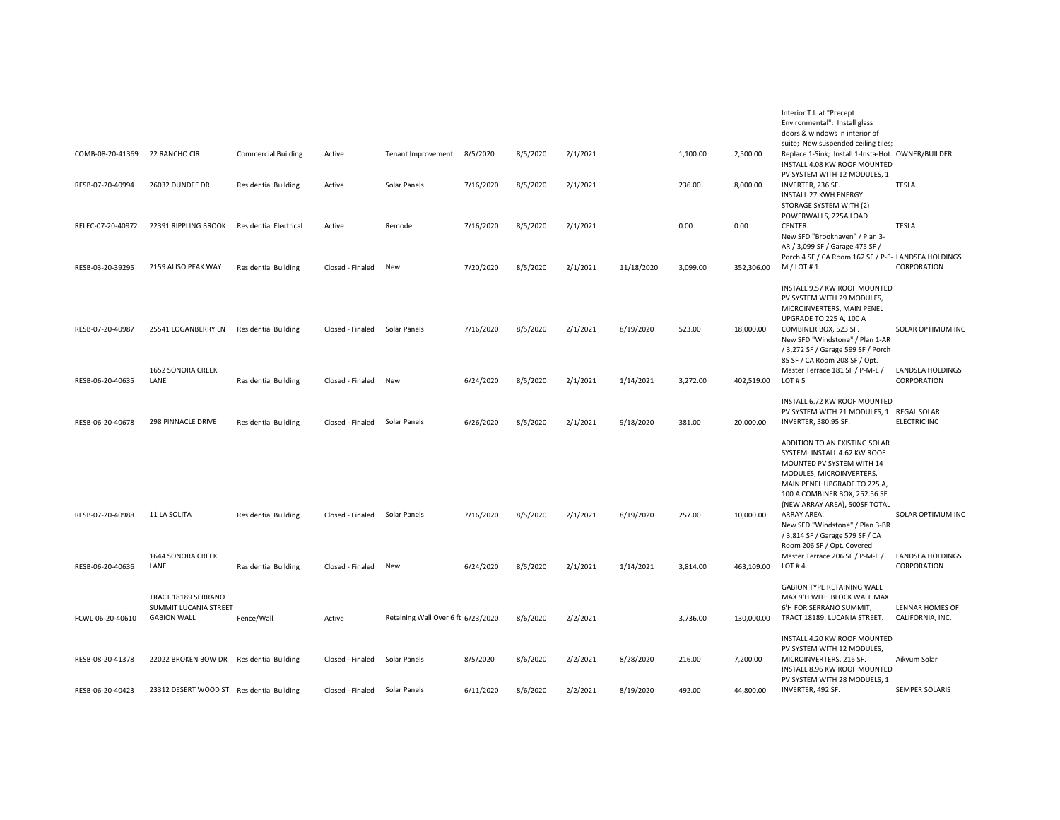| | | | | | | | | | | | | |
|---|---|---|---|---|---|---|---|---|---|---|---|---|
| COMB-08-20-41369 | 22 RANCHO CIR | Commercial Building | Active | Tenant Improvement | 8/5/2020 | 8/5/2020 | 2/1/2021 | | 1,100.00 | 2,500.00 | Interior T.I. at "Precept Environmental": Install glass doors & windows in interior of suite; New suspended ceiling tiles; Replace 1-Sink; Install 1-Insta-Hot. | OWNER/BUILDER |
| RESB-07-20-40994 | 26032 DUNDEE DR | Residential Building | Active | Solar Panels | 7/16/2020 | 8/5/2020 | 2/1/2021 | | 236.00 | 8,000.00 | INSTALL 4.08 KW ROOF MOUNTED PV SYSTEM WITH 12 MODULES, 1 INVERTER, 236 SF. | TESLA |
| RELEC-07-20-40972 | 22391 RIPPLING BROOK | Residential Electrical | Active | Remodel | 7/16/2020 | 8/5/2020 | 2/1/2021 | | 0.00 | 0.00 | INSTALL 27 KWH ENERGY STORAGE SYSTEM WITH (2) POWERWALLS, 225A LOAD CENTER. | TESLA |
| RESB-03-20-39295 | 2159 ALISO PEAK WAY | Residential Building | Closed - Finaled | New | 7/20/2020 | 8/5/2020 | 2/1/2021 | 11/18/2020 | 3,099.00 | 352,306.00 | New SFD "Brookhaven" / Plan 3-AR / 3,099 SF / Garage 475 SF / Porch 4 SF / CA Room 162 SF / P-E-M / LOT # 1 | LANDSEA HOLDINGS CORPORATION |
| RESB-07-20-40987 | 25541 LOGANBERRY LN | Residential Building | Closed - Finaled | Solar Panels | 7/16/2020 | 8/5/2020 | 2/1/2021 | 8/19/2020 | 523.00 | 18,000.00 | INSTALL 9.57 KW ROOF MOUNTED PV SYSTEM WITH 29 MODULES, MICROINVERTERS, MAIN PENEL UPGRADE TO 225 A, 100 A COMBINER BOX, 523 SF. | SOLAR OPTIMUM INC |
| RESB-06-20-40635 | 1652 SONORA CREEK LANE | Residential Building | Closed - Finaled | New | 6/24/2020 | 8/5/2020 | 2/1/2021 | 1/14/2021 | 3,272.00 | 402,519.00 | New SFD "Windstone" / Plan 1-AR / 3,272 SF / Garage 599 SF / Porch 85 SF / CA Room 208 SF / Opt. Master Terrace 181 SF / P-M-E / LOT # 5 | LANDSEA HOLDINGS CORPORATION |
| RESB-06-20-40678 | 298 PINNACLE DRIVE | Residential Building | Closed - Finaled | Solar Panels | 6/26/2020 | 8/5/2020 | 2/1/2021 | 9/18/2020 | 381.00 | 20,000.00 | INSTALL 6.72 KW ROOF MOUNTED PV SYSTEM WITH 21 MODULES, 1 INVERTER, 380.95 SF. | REGAL SOLAR ELECTRIC INC |
| RESB-07-20-40988 | 11 LA SOLITA | Residential Building | Closed - Finaled | Solar Panels | 7/16/2020 | 8/5/2020 | 2/1/2021 | 8/19/2020 | 257.00 | 10,000.00 | ADDITION TO AN EXISTING SOLAR SYSTEM: INSTALL 4.62 KW ROOF MOUNTED PV SYSTEM WITH 14 MODULES, MICROINVERTERS, MAIN PANEL UPGRADE TO 225 A, 100 A COMBINER BOX, 252.56 SF (NEW ARRAY AREA), 500SF TOTAL ARRAY AREA. | SOLAR OPTIMUM INC |
| RESB-06-20-40636 | 1644 SONORA CREEK LANE | Residential Building | Closed - Finaled | New | 6/24/2020 | 8/5/2020 | 2/1/2021 | 1/14/2021 | 3,814.00 | 463,109.00 | New SFD "Windstone" / Plan 3-BR / 3,814 SF / Garage 579 SF / CA Room 206 SF / Opt. Covered Master Terrace 206 SF / P-M-E / LOT # 4 | LANDSEA HOLDINGS CORPORATION |
| FCWL-06-20-40610 | TRACT 18189 SERRANO SUMMIT LUCANIA STREET GABION WALL | Fence/Wall | Active | Retaining Wall Over 6 ft | 6/23/2020 | 8/6/2020 | 2/2/2021 | | 3,736.00 | 130,000.00 | GABION TYPE RETAINING WALL MAX 9'H WITH BLOCK WALL MAX 6'H FOR SERRANO SUMMIT, TRACT 18189, LUCANIA STREET. | LENNAR HOMES OF CALIFORNIA, INC. |
| RESB-08-20-41378 | 22022 BROKEN BOW DR | Residential Building | Closed - Finaled | Solar Panels | 8/5/2020 | 8/6/2020 | 2/2/2021 | 8/28/2020 | 216.00 | 7,200.00 | INSTALL 4.20 KW ROOF MOUNTED PV SYSTEM WITH 12 MODULES, MICROINVERTERS, 216 SF. | Aikyum Solar |
| RESB-06-20-40423 | 23312 DESERT WOOD ST | Residential Building | Closed - Finaled | Solar Panels | 6/11/2020 | 8/6/2020 | 2/2/2021 | 8/19/2020 | 492.00 | 44,800.00 | INSTALL 8.96 KW ROOF MOUNTED PV SYSTEM WITH 28 MODUELS, 1 INVERTER, 492 SF. | SEMPER SOLARIS |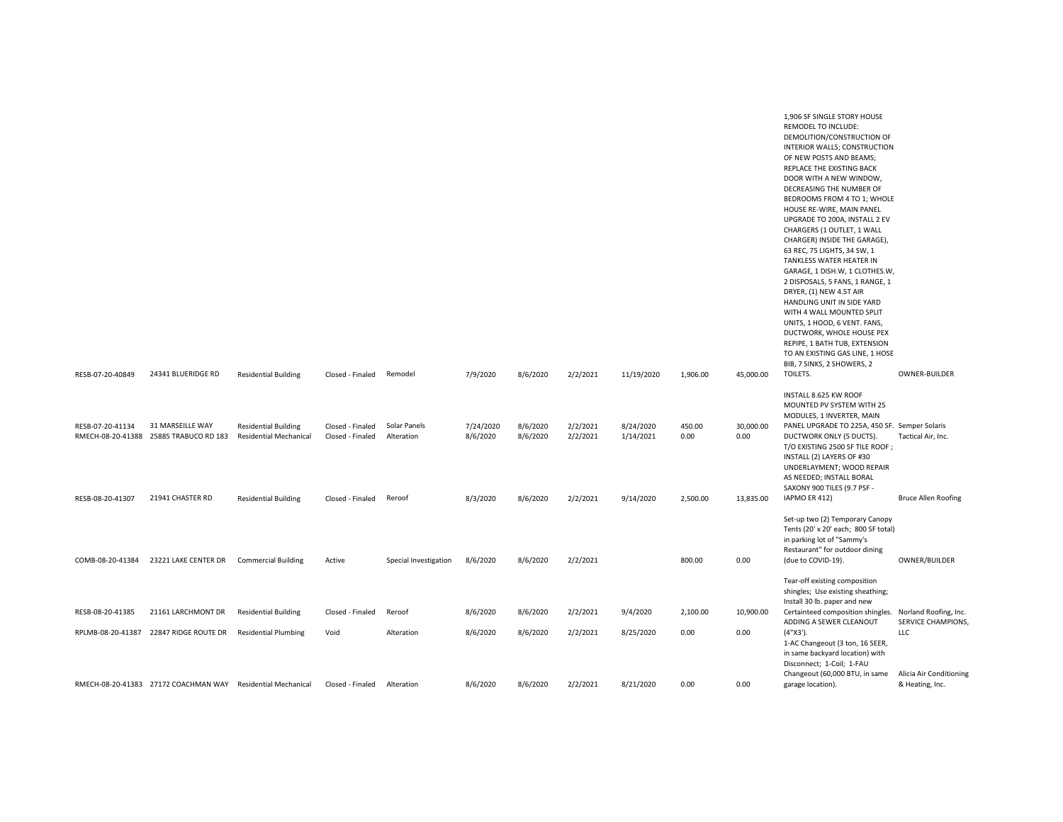| | | | | | | | | | | | | |
|---|---|---|---|---|---|---|---|---|---|---|---|---|
| RESB-07-20-40849 | 24341 BLUERIDGE RD | Residential Building | Closed - Finaled | Remodel | 7/9/2020 | 8/6/2020 | 2/2/2021 | 11/19/2020 | 1,906.00 | 45,000.00 | 1,906 SF SINGLE STORY HOUSE REMODEL TO INCLUDE: DEMOLITION/CONSTRUCTION OF INTERIOR WALLS; CONSTRUCTION OF NEW POSTS AND BEAMS; REPLACE THE EXISTING BACK DOOR WITH A NEW WINDOW, DECREASING THE NUMBER OF BEDROOMS FROM 4 TO 1; WHOLE HOUSE RE-WIRE, MAIN PANEL UPGRADE TO 200A, INSTALL 2 EV CHARGERS (1 OUTLET, 1 WALL CHARGER) INSIDE THE GARAGE), 63 REC, 75 LIGHTS, 34 SW, 1 TANKLESS WATER HEATER IN GARAGE, 1 DISH.W, 1 CLOTHES.W, 2 DISPOSALS, 5 FANS, 1 RANGE, 1 DRYER, (1) NEW 4.5T AIR HANDLING UNIT IN SIDE YARD WITH 4 WALL MOUNTED SPLIT UNITS, 1 HOOD, 6 VENT. FANS, DUCTWORK, WHOLE HOUSE PEX REPIPE, 1 BATH TUB, EXTENSION TO AN EXISTING GAS LINE, 1 HOSE BIB, 7 SINKS, 2 SHOWERS, 2 TOILETS. | OWNER-BUILDER |
| RESB-07-20-41134 | 31 MARSEILLE WAY | Residential Building | Closed - Finaled | Solar Panels | 7/24/2020 | 8/6/2020 | 2/2/2021 | 8/24/2020 | 450.00 | 30,000.00 | INSTALL 8.625 KW ROOF MOUNTED PV SYSTEM WITH 25 MODULES, 1 INVERTER, MAIN PANEL UPGRADE TO 225A, 450 SF. | Semper Solaris |
| RMECH-08-20-41388 | 25885 TRABUCO RD 183 | Residential Mechanical | Closed - Finaled | Alteration | 8/6/2020 | 8/6/2020 | 2/2/2021 | 1/14/2021 | 0.00 | 0.00 | DUCTWORK ONLY (5 DUCTS). | Tactical Air, Inc. |
| RESB-08-20-41307 | 21941 CHASTER RD | Residential Building | Closed - Finaled | Reroof | 8/3/2020 | 8/6/2020 | 2/2/2021 | 9/14/2020 | 2,500.00 | 13,835.00 | T/O EXISTING 2500 SF TILE ROOF ; INSTALL (2) LAYERS OF #30 UNDERLAYMENT; WOOD REPAIR AS NEEDED; INSTALL BORAL SAXONY 900 TILES (9.7 PSF - IAPMO ER 412) | Bruce Allen Roofing |
| COMB-08-20-41384 | 23221 LAKE CENTER DR | Commercial Building | Active | Special Investigation | 8/6/2020 | 8/6/2020 | 2/2/2021 | | 800.00 | 0.00 | Set-up two (2) Temporary Canopy Tents (20' x 20' each; 800 SF total) in parking lot of "Sammy's Restaurant" for outdoor dining (due to COVID-19). | OWNER/BUILDER |
| RESB-08-20-41385 | 21161 LARCHMONT DR | Residential Building | Closed - Finaled | Reroof | 8/6/2020 | 8/6/2020 | 2/2/2021 | 9/4/2020 | 2,100.00 | 10,900.00 | Tear-off existing composition shingles; Use existing sheathing; Install 30 lb. paper and new Certainteed composition shingles. | Norland Roofing, Inc. |
| RPLMB-08-20-41387 | 22847 RIDGE ROUTE DR | Residential Plumbing | Void | Alteration | 8/6/2020 | 8/6/2020 | 2/2/2021 | 8/25/2020 | 0.00 | 0.00 | ADDING A SEWER CLEANOUT (4"X3'). | SERVICE CHAMPIONS, LLC |
| RMECH-08-20-41383 | 27172 COACHMAN WAY | Residential Mechanical | Closed - Finaled | Alteration | 8/6/2020 | 8/6/2020 | 2/2/2021 | 8/21/2020 | 0.00 | 0.00 | 1-AC Changeout (3 ton, 16 SEER, in same backyard location) with Disconnect; 1-Coil; 1-FAU Changeout (60,000 BTU, in same garage location). | Alicia Air Conditioning & Heating, Inc. |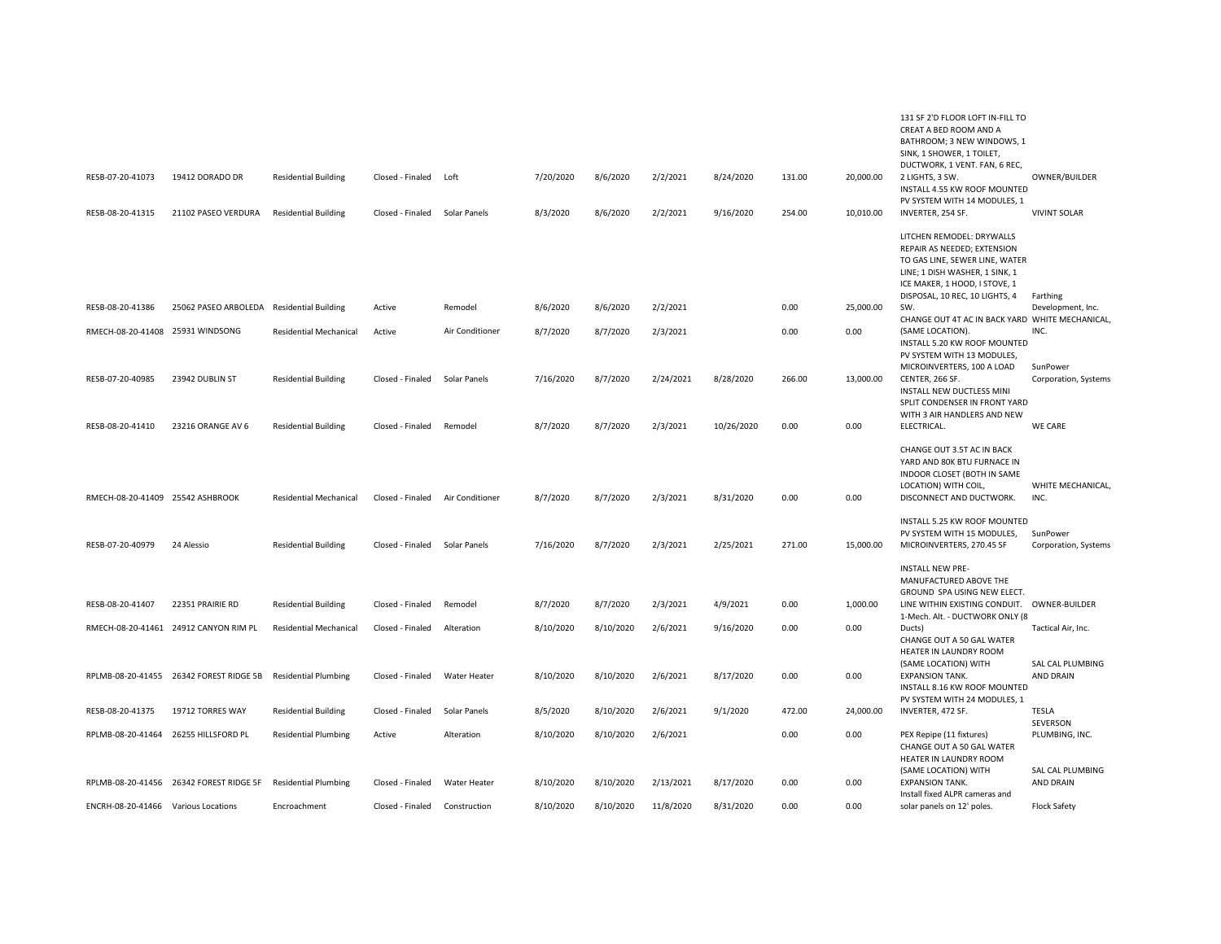| | | | | | | | | | | | | |
|---|---|---|---|---|---|---|---|---|---|---|---|---|
| RESB-07-20-41073 | 19412 DORADO DR | Residential Building | Closed - Finaled | Loft | 7/20/2020 | 8/6/2020 | 2/2/2021 | 8/24/2020 | 131.00 | 20,000.00 | 131 SF 2'D FLOOR LOFT IN-FILL TO CREAT A BED ROOM AND A BATHROOM; 3 NEW WINDOWS, 1 SINK, 1 SHOWER, 1 TOILET, DUCTWORK, 1 VENT. FAN, 6 REC, 2 LIGHTS, 3 SW. | OWNER/BUILDER |
| RESB-08-20-41315 | 21102 PASEO VERDURA | Residential Building | Closed - Finaled | Solar Panels | 8/3/2020 | 8/6/2020 | 2/2/2021 | 9/16/2020 | 254.00 | 10,010.00 | INSTALL 4.55 KW ROOF MOUNTED PV SYSTEM WITH 14 MODULES, 1 INVERTER, 254 SF. | VIVINT SOLAR |
| RESB-08-20-41386 | 25062 PASEO ARBOLEDA | Residential Building | Active | Remodel | 8/6/2020 | 8/6/2020 | 2/2/2021 | | 0.00 | 25,000.00 | LITCHEN REMODEL: DRYWALLS REPAIR AS NEEDED; EXTENSION TO GAS LINE, SEWER LINE, WATER LINE; 1 DISH WASHER, 1 SINK, 1 ICE MAKER, 1 HOOD, I STOVE, 1 DISPOSAL, 10 REC, 10 LIGHTS, 4 SW. | Farthing Development, Inc. |
| RMECH-08-20-41408 | 25931 WINDSONG | Residential Mechanical | Active | Air Conditioner | 8/7/2020 | 8/7/2020 | 2/3/2021 | | 0.00 | 0.00 | CHANGE OUT 4T AC IN BACK YARD (SAME LOCATION). | WHITE MECHANICAL, INC. |
| RESB-07-20-40985 | 23942 DUBLIN ST | Residential Building | Closed - Finaled | Solar Panels | 7/16/2020 | 8/7/2020 | 2/24/2021 | 8/28/2020 | 266.00 | 13,000.00 | INSTALL 5.20 KW ROOF MOUNTED PV SYSTEM WITH 13 MODULES, MICROINVERTERS, 100 A LOAD CENTER, 266 SF. | SunPower Corporation, Systems |
| RESB-08-20-41410 | 23216 ORANGE AV 6 | Residential Building | Closed - Finaled | Remodel | 8/7/2020 | 8/7/2020 | 2/3/2021 | 10/26/2020 | 0.00 | 0.00 | INSTALL NEW DUCTLESS MINI SPLIT CONDENSER IN FRONT YARD WITH 3 AIR HANDLERS AND NEW ELECTRICAL. | WE CARE |
| RMECH-08-20-41409 | 25542 ASHBROOK | Residential Mechanical | Closed - Finaled | Air Conditioner | 8/7/2020 | 8/7/2020 | 2/3/2021 | 8/31/2020 | 0.00 | 0.00 | CHANGE OUT 3.5T AC IN BACK YARD AND 80K BTU FURNACE IN INDOOR CLOSET (BOTH IN SAME LOCATION) WITH COIL, DISCONNECT AND DUCTWORK. | WHITE MECHANICAL, INC. |
| RESB-07-20-40979 | 24 Alessio | Residential Building | Closed - Finaled | Solar Panels | 7/16/2020 | 8/7/2020 | 2/3/2021 | 2/25/2021 | 271.00 | 15,000.00 | INSTALL 5.25 KW ROOF MOUNTED PV SYSTEM WITH 15 MODULES, MICROINVERTERS, 270.45 SF | SunPower Corporation, Systems |
| RESB-08-20-41407 | 22351 PRAIRIE RD | Residential Building | Closed - Finaled | Remodel | 8/7/2020 | 8/7/2020 | 2/3/2021 | 4/9/2021 | 0.00 | 1,000.00 | INSTALL NEW PRE-MANUFACTURED ABOVE THE GROUND SPA USING NEW ELECT. LINE WITHIN EXISTING CONDUIT. | OWNER-BUILDER |
| RMECH-08-20-41461 | 24912 CANYON RIM PL | Residential Mechanical | Closed - Finaled | Alteration | 8/10/2020 | 8/10/2020 | 2/6/2021 | 9/16/2020 | 0.00 | 0.00 | 1-Mech. Alt. - DUCTWORK ONLY (8 Ducts) | Tactical Air, Inc. |
| RPLMB-08-20-41455 | 26342 FOREST RIDGE 5B | Residential Plumbing | Closed - Finaled | Water Heater | 8/10/2020 | 8/10/2020 | 2/6/2021 | 8/17/2020 | 0.00 | 0.00 | CHANGE OUT A 50 GAL WATER HEATER IN LAUNDRY ROOM (SAME LOCATION) WITH EXPANSION TANK. | SAL CAL PLUMBING AND DRAIN |
| RESB-08-20-41375 | 19712 TORRES WAY | Residential Building | Closed - Finaled | Solar Panels | 8/5/2020 | 8/10/2020 | 2/6/2021 | 9/1/2020 | 472.00 | 24,000.00 | INSTALL 8.16 KW ROOF MOUNTED PV SYSTEM WITH 24 MODULES, 1 INVERTER, 472 SF. | TESLA |
| RPLMB-08-20-41464 | 26255 HILLSFORD PL | Residential Plumbing | Active | Alteration | 8/10/2020 | 8/10/2020 | 2/6/2021 | | 0.00 | 0.00 | PEX Repipe (11 fixtures) | SEVERSON PLUMBING, INC. |
| RPLMB-08-20-41456 | 26342 FOREST RIDGE 5F | Residential Plumbing | Closed - Finaled | Water Heater | 8/10/2020 | 8/10/2020 | 2/13/2021 | 8/17/2020 | 0.00 | 0.00 | CHANGE OUT A 50 GAL WATER HEATER IN LAUNDRY ROOM (SAME LOCATION) WITH EXPANSION TANK. | SAL CAL PLUMBING AND DRAIN |
| ENCRH-08-20-41466 | Various Locations | Encroachment | Closed - Finaled | Construction | 8/10/2020 | 8/10/2020 | 11/8/2020 | 8/31/2020 | 0.00 | 0.00 | Install fixed ALPR cameras and solar panels on 12' poles. | Flock Safety |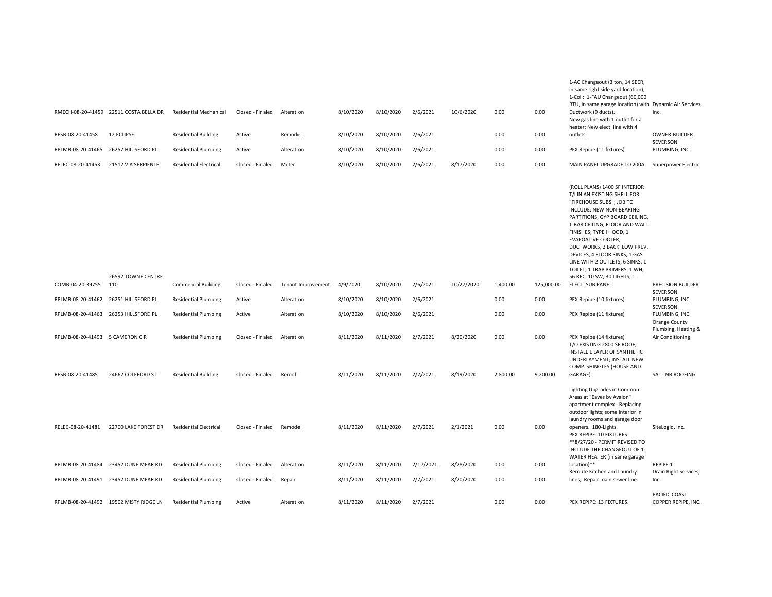| | | | | | | | | | | | | |
|---|---|---|---|---|---|---|---|---|---|---|---|---|
| RMECH-08-20-41459 | 22511 COSTA BELLA DR | Residential Mechanical | Closed - Finaled | Alteration | 8/10/2020 | 8/10/2020 | 2/6/2021 | 10/6/2020 | 0.00 | 0.00 | 1-AC Changeout (3 ton, 14 SEER, in same right side yard location); 1-Coil; 1-FAU Changeout (60,000 BTU, in same garage location) with Ductwork (9 ducts). | Dynamic Air Services, Inc. |
| RESB-08-20-41458 | 12 ECLIPSE | Residential Building | Active | Remodel | 8/10/2020 | 8/10/2020 | 2/6/2021 | | 0.00 | 0.00 | New gas line with 1 outlet for a heater; New elect. line with 4 outlets. | OWNER-BUILDER |
| RPLMB-08-20-41465 | 26257 HILLSFORD PL | Residential Plumbing | Active | Alteration | 8/10/2020 | 8/10/2020 | 2/6/2021 | | 0.00 | 0.00 | PEX Repipe (11 fixtures) | SEVERSON PLUMBING, INC. |
| RELEC-08-20-41453 | 21512 VIA SERPIENTE | Residential Electrical | Closed - Finaled | Meter | 8/10/2020 | 8/10/2020 | 2/6/2021 | 8/17/2020 | 0.00 | 0.00 | MAIN PANEL UPGRADE TO 200A. | Superpower Electric |
| COMB-04-20-39755 | 26592 TOWNE CENTRE 110 | Commercial Building | Closed - Finaled | Tenant Improvement | 4/9/2020 | 8/10/2020 | 2/6/2021 | 10/27/2020 | 1,400.00 | 125,000.00 | (ROLL PLANS) 1400 SF INTERIOR T/I IN AN EXISTING SHELL FOR "FIREHOUSE SUBS"; JOB TO INCLUDE: NEW NON-BEARING PARTITIONS, GYP BOARD CEILING, T-BAR CEILING, FLOOR AND WALL FINISHES; TYPE I HOOD, 1 EVAPOATIVE COOLER, DUCTWORKS, 2 BACKFLOW PREV. DEVICES, 4 FLOOR SINKS, 1 GAS LINE WITH 2 OUTLETS, 6 SINKS, 1 TOILET, 1 TRAP PRIMERS, 1 WH, 56 REC, 10 SW, 30 LIGHTS, 1 ELECT. SUB PANEL. | PRECISION BUILDER |
| RPLMB-08-20-41462 | 26251 HILLSFORD PL | Residential Plumbing | Active | Alteration | 8/10/2020 | 8/10/2020 | 2/6/2021 | | 0.00 | 0.00 | PEX Repipe (10 fixtures) | SEVERSON PLUMBING, INC. |
| RPLMB-08-20-41463 | 26253 HILLSFORD PL | Residential Plumbing | Active | Alteration | 8/10/2020 | 8/10/2020 | 2/6/2021 | | 0.00 | 0.00 | PEX Repipe (11 fixtures) | SEVERSON PLUMBING, INC. |
| RPLMB-08-20-41493 | 5 CAMERON CIR | Residential Plumbing | Closed - Finaled | Alteration | 8/11/2020 | 8/11/2020 | 2/7/2021 | 8/20/2020 | 0.00 | 0.00 | PEX Repipe (14 fixtures) | Orange County Plumbing, Heating & Air Conditioning |
| RESB-08-20-41485 | 24662 COLEFORD ST | Residential Building | Closed - Finaled | Reroof | 8/11/2020 | 8/11/2020 | 2/7/2021 | 8/19/2020 | 2,800.00 | 9,200.00 | T/O EXISTING 2800 SF ROOF; INSTALL 1 LAYER OF SYNTHETIC UNDERLAYMENT; INSTALL NEW COMP. SHINGLES (HOUSE AND GARAGE). | SAL - NB ROOFING |
| RELEC-08-20-41481 | 22700 LAKE FOREST DR | Residential Electrical | Closed - Finaled | Remodel | 8/11/2020 | 8/11/2020 | 2/7/2021 | 2/1/2021 | 0.00 | 0.00 | Lighting Upgrades in Common Areas at "Eaves by Avalon" apartment complex - Replacing outdoor lights; some interior in laundry rooms and garage door openers. 180-Lights. | SiteLogiq, Inc. |
| RPLMB-08-20-41484 | 23452 DUNE MEAR RD | Residential Plumbing | Closed - Finaled | Alteration | 8/11/2020 | 8/11/2020 | 2/17/2021 | 8/28/2020 | 0.00 | 0.00 | PEX REPIPE: 10 FIXTURES. **8/27/20 - PERMIT REVISED TO INCLUDE THE CHANGEOUT OF 1-WATER HEATER (in same garage location)** | REPIPE 1 |
| RPLMB-08-20-41491 | 23452 DUNE MEAR RD | Residential Plumbing | Closed - Finaled | Repair | 8/11/2020 | 8/11/2020 | 2/7/2021 | 8/20/2020 | 0.00 | 0.00 | Reroute Kitchen and Laundry lines; Repair main sewer line. | Drain Right Services, Inc. |
| RPLMB-08-20-41492 | 19502 MISTY RIDGE LN | Residential Plumbing | Active | Alteration | 8/11/2020 | 8/11/2020 | 2/7/2021 | | 0.00 | 0.00 | PEX REPIPE: 13 FIXTURES. | PACIFIC COAST COPPER REPIPE, INC. |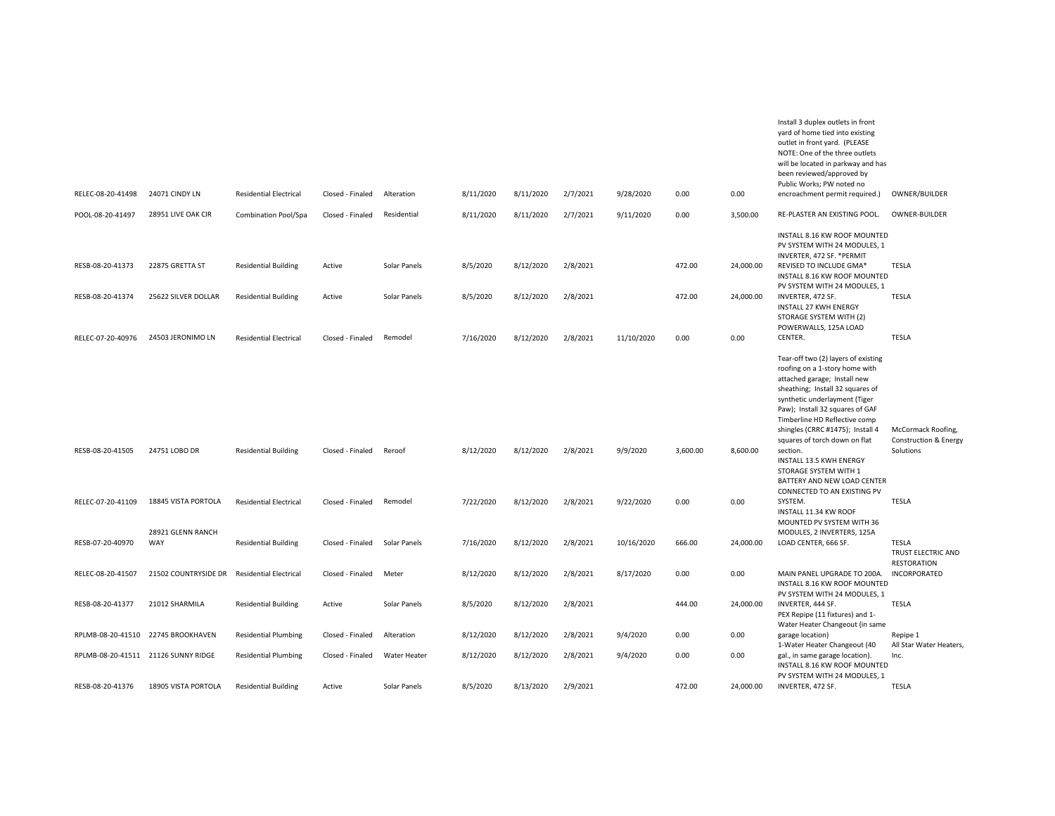| | | | | | | | | | | | | |
|---|---|---|---|---|---|---|---|---|---|---|---|---|
| RELEC-08-20-41498 | 24071 CINDY LN | Residential Electrical | Closed - Finaled | Alteration | 8/11/2020 | 8/11/2020 | 2/7/2021 | 9/28/2020 | 0.00 | 0.00 | Install 3 duplex outlets in front yard of home tied into existing outlet in front yard. (PLEASE NOTE: One of the three outlets will be located in parkway and has been reviewed/approved by Public Works; PW noted no encroachment permit required.) | OWNER/BUILDER |
| POOL-08-20-41497 | 28951 LIVE OAK CIR | Combination Pool/Spa | Closed - Finaled | Residential | 8/11/2020 | 8/11/2020 | 2/7/2021 | 9/11/2020 | 0.00 | 3,500.00 | RE-PLASTER AN EXISTING POOL. | OWNER-BUILDER |
| RESB-08-20-41373 | 22875 GRETTA ST | Residential Building | Active | Solar Panels | 8/5/2020 | 8/12/2020 | 2/8/2021 | | 472.00 | 24,000.00 | INSTALL 8.16 KW ROOF MOUNTED PV SYSTEM WITH 24 MODULES, 1 INVERTER, 472 SF. *PERMIT REVISED TO INCLUDE GMA* | TESLA |
| RESB-08-20-41374 | 25622 SILVER DOLLAR | Residential Building | Active | Solar Panels | 8/5/2020 | 8/12/2020 | 2/8/2021 | | 472.00 | 24,000.00 | INSTALL 8.16 KW ROOF MOUNTED PV SYSTEM WITH 24 MODULES, 1 INVERTER, 472 SF. | TESLA |
| RELEC-07-20-40976 | 24503 JERONIMO LN | Residential Electrical | Closed - Finaled | Remodel | 7/16/2020 | 8/12/2020 | 2/8/2021 | 11/10/2020 | 0.00 | 0.00 | INSTALL 27 KWH ENERGY STORAGE SYSTEM WITH (2) POWERWALLS, 125A LOAD CENTER. | TESLA |
| RESB-08-20-41505 | 24751 LOBO DR | Residential Building | Closed - Finaled | Reroof | 8/12/2020 | 8/12/2020 | 2/8/2021 | 9/9/2020 | 3,600.00 | 8,600.00 | Tear-off two (2) layers of existing roofing on a 1-story home with attached garage; Install new sheathing; Install 32 squares of synthetic underlayment (Tiger Paw); Install 32 squares of GAF Timberline HD Reflective comp shingles (CRRC #1475); Install 4 squares of torch down on flat section. | McCormack Roofing, Construction & Energy Solutions |
| RELEC-07-20-41109 | 18845 VISTA PORTOLA | Residential Electrical | Closed - Finaled | Remodel | 7/22/2020 | 8/12/2020 | 2/8/2021 | 9/22/2020 | 0.00 | 0.00 | INSTALL 13.5 KWH ENERGY STORAGE SYSTEM WITH 1 BATTERY AND NEW LOAD CENTER CONNECTED TO AN EXISTING PV SYSTEM. | TESLA |
| RESB-07-20-40970 | 28921 GLENN RANCH WAY | Residential Building | Closed - Finaled | Solar Panels | 7/16/2020 | 8/12/2020 | 2/8/2021 | 10/16/2020 | 666.00 | 24,000.00 | INSTALL 11.34 KW ROOF MOUNTED PV SYSTEM WITH 36 MODULES, 2 INVERTERS, 125A LOAD CENTER, 666 SF. | TESLA |
| RELEC-08-20-41507 | 21502 COUNTRYSIDE DR | Residential Electrical | Closed - Finaled | Meter | 8/12/2020 | 8/12/2020 | 2/8/2021 | 8/17/2020 | 0.00 | 0.00 | MAIN PANEL UPGRADE TO 200A. | TRUST ELECTRIC AND RESTORATION INCORPORATED |
| RESB-08-20-41377 | 21012 SHARMILA | Residential Building | Active | Solar Panels | 8/5/2020 | 8/12/2020 | 2/8/2021 | | 444.00 | 24,000.00 | INSTALL 8.16 KW ROOF MOUNTED PV SYSTEM WITH 24 MODULES, 1 INVERTER, 444 SF. | TESLA |
| RPLMB-08-20-41510 | 22745 BROOKHAVEN | Residential Plumbing | Closed - Finaled | Alteration | 8/12/2020 | 8/12/2020 | 2/8/2021 | 9/4/2020 | 0.00 | 0.00 | PEX Repipe (11 fixtures) and 1-Water Heater Changeout (in same garage location) | Repipe 1 |
| RPLMB-08-20-41511 | 21126 SUNNY RIDGE | Residential Plumbing | Closed - Finaled | Water Heater | 8/12/2020 | 8/12/2020 | 2/8/2021 | 9/4/2020 | 0.00 | 0.00 | 1-Water Heater Changeout (40 gal., in same garage location). | All Star Water Heaters, Inc. |
| RESB-08-20-41376 | 18905 VISTA PORTOLA | Residential Building | Active | Solar Panels | 8/5/2020 | 8/13/2020 | 2/9/2021 | | 472.00 | 24,000.00 | INSTALL 8.16 KW ROOF MOUNTED PV SYSTEM WITH 24 MODULES, 1 INVERTER, 472 SF. | TESLA |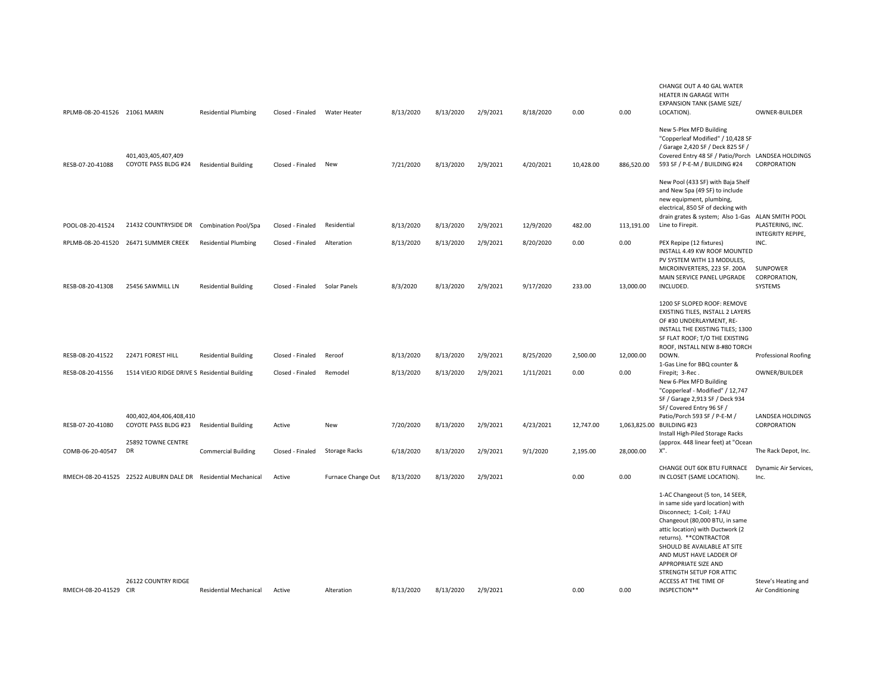| | | | | | | | | | | | | |
|---|---|---|---|---|---|---|---|---|---|---|---|---|
| RPLMB-08-20-41526 | 21061 MARIN | Residential Plumbing | Closed - Finaled | Water Heater | 8/13/2020 | 8/13/2020 | 2/9/2021 | 8/18/2020 | 0.00 | 0.00 | CHANGE OUT A 40 GAL WATER HEATER IN GARAGE WITH EXPANSION TANK (SAME SIZE/ LOCATION). | OWNER-BUILDER |
| RESB-07-20-41088 | 401,403,405,407,409 COYOTE PASS BLDG #24 | Residential Building | Closed - Finaled | New | 7/21/2020 | 8/13/2020 | 2/9/2021 | 4/20/2021 | 10,428.00 | 886,520.00 | New 5-Plex MFD Building "Copperleaf Modified" / 10,428 SF / Garage 2,420 SF / Deck 825 SF / Covered Entry 48 SF / Patio/Porch 593 SF / P-E-M / BUILDING #24 | LANDSEA HOLDINGS CORPORATION |
| POOL-08-20-41524 | 21432 COUNTRYSIDE DR | Combination Pool/Spa | Closed - Finaled | Residential | 8/13/2020 | 8/13/2020 | 2/9/2021 | 12/9/2020 | 482.00 | 113,191.00 | New Pool (433 SF) with Baja Shelf and New Spa (49 SF) to include new equipment, plumbing, electrical, 850 SF of decking with drain grates & system; Also 1-Gas Line to Firepit. | ALAN SMITH POOL PLASTERING, INC. |
| RPLMB-08-20-41520 | 26471 SUMMER CREEK | Residential Plumbing | Closed - Finaled | Alteration | 8/13/2020 | 8/13/2020 | 2/9/2021 | 8/20/2020 | 0.00 | 0.00 | PEX Repipe (12 fixtures) | INTEGRITY REPIPE, INC. |
| RESB-08-20-41308 | 25456 SAWMILL LN | Residential Building | Closed - Finaled | Solar Panels | 8/3/2020 | 8/13/2020 | 2/9/2021 | 9/17/2020 | 233.00 | 13,000.00 | INSTALL 4.49 KW ROOF MOUNTED PV SYSTEM WITH 13 MODULES, MICROINVERTERS, 223 SF. 200A MAIN SERVICE PANEL UPGRADE INCLUDED. | SUNPOWER CORPORATION, SYSTEMS |
| RESB-08-20-41522 | 22471 FOREST HILL | Residential Building | Closed - Finaled | Reroof | 8/13/2020 | 8/13/2020 | 2/9/2021 | 8/25/2020 | 2,500.00 | 12,000.00 | 1200 SF SLOPED ROOF: REMOVE EXISTING TILES, INSTALL 2 LAYERS OF #30 UNDERLAYMENT, RE-INSTALL THE EXISTING TILES; 1300 SF FLAT ROOF; T/O THE EXISTING ROOF, INSTALL NEW 8-#80 TORCH DOWN. | Professional Roofing |
| RESB-08-20-41556 | 1514 VIEJO RIDGE DRIVE S | Residential Building | Closed - Finaled | Remodel | 8/13/2020 | 8/13/2020 | 2/9/2021 | 1/11/2021 | 0.00 | 0.00 | 1-Gas Line for BBQ counter & Firepit; 3-Rec . | OWNER/BUILDER |
| RESB-07-20-41080 | 400,402,404,406,408,410 COYOTE PASS BLDG #23 | Residential Building | Active | New | 7/20/2020 | 8/13/2020 | 2/9/2021 | 4/23/2021 | 12,747.00 | 1,063,825.00 | New 6-Plex MFD Building "Copperleaf - Modified" / 12,747 SF / Garage 2,913 SF / Deck 934 SF/ Covered Entry 96 SF / Patio/Porch 593 SF / P-E-M / BUILDING #23 | LANDSEA HOLDINGS CORPORATION |
| COMB-06-20-40547 | 25892 TOWNE CENTRE DR | Commercial Building | Closed - Finaled | Storage Racks | 6/18/2020 | 8/13/2020 | 2/9/2021 | 9/1/2020 | 2,195.00 | 28,000.00 | Install High-Piled Storage Racks (approx. 448 linear feet) at "Ocean X". | The Rack Depot, Inc. |
| RMECH-08-20-41525 | 22522 AUBURN DALE DR | Residential Mechanical | Active | Furnace Change Out | 8/13/2020 | 8/13/2020 | 2/9/2021 | | 0.00 | 0.00 | CHANGE OUT 60K BTU FURNACE IN CLOSET (SAME LOCATION). | Dynamic Air Services, Inc. |
| RMECH-08-20-41529 | 26122 COUNTRY RIDGE CIR | Residential Mechanical | Active | Alteration | 8/13/2020 | 8/13/2020 | 2/9/2021 | | 0.00 | 0.00 | 1-AC Changeout (5 ton, 14 SEER, in same side yard location) with Disconnect; 1-Coil; 1-FAU Changeout (80,000 BTU, in same attic location) with Ductwork (2 returns). **CONTRACTOR SHOULD BE AVAILABLE AT SITE AND MUST HAVE LADDER OF APPROPRIATE SIZE AND STRENGTH SETUP FOR ATTIC ACCESS AT THE TIME OF INSPECTION** | Steve's Heating and Air Conditioning |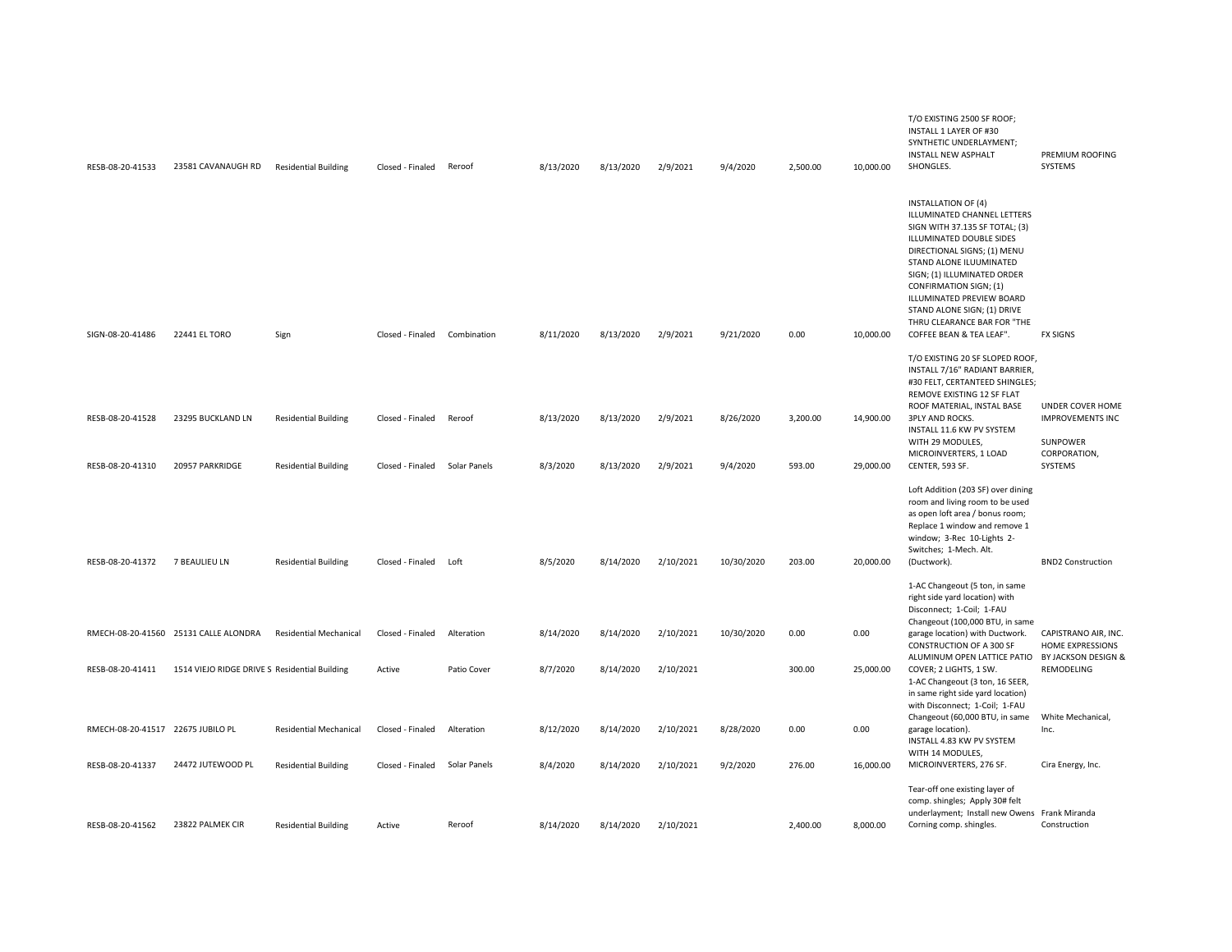| | | | | | | | | | | | | |
|---|---|---|---|---|---|---|---|---|---|---|---|---|
| RESB-08-20-41533 | 23581 CAVANAUGH RD | Residential Building | Closed - Finaled | Reroof | 8/13/2020 | 8/13/2020 | 2/9/2021 | 9/4/2020 | 2,500.00 | 10,000.00 | T/O EXISTING 2500 SF ROOF; INSTALL 1 LAYER OF #30 SYNTHETIC UNDERLAYMENT; INSTALL NEW ASPHALT SHONGLES. | PREMIUM ROOFING SYSTEMS |
| SIGN-08-20-41486 | 22441 EL TORO | Sign | Closed - Finaled | Combination | 8/11/2020 | 8/13/2020 | 2/9/2021 | 9/21/2020 | 0.00 | 10,000.00 | INSTALLATION OF (4) ILLUMINATED CHANNEL LETTERS SIGN WITH 37.135 SF TOTAL; (3) ILLUMINATED DOUBLE SIDES DIRECTIONAL SIGNS; (1) MENU STAND ALONE ILUUMINATED SIGN; (1) ILLUMINATED ORDER CONFIRMATION SIGN; (1) ILLUMINATED PREVIEW BOARD STAND ALONE SIGN; (1) DRIVE THRU CLEARANCE BAR FOR "THE COFFEE BEAN & TEA LEAF". | FX SIGNS |
| RESB-08-20-41528 | 23295 BUCKLAND LN | Residential Building | Closed - Finaled | Reroof | 8/13/2020 | 8/13/2020 | 2/9/2021 | 8/26/2020 | 3,200.00 | 14,900.00 | T/O EXISTING 20 SF SLOPED ROOF, INSTALL 7/16" RADIANT BARRIER, #30 FELT, CERTANTEED SHINGLES; REMOVE EXISTING 12 SF FLAT ROOF MATERIAL, INSTAL BASE 3PLY AND ROCKS. | UNDER COVER HOME IMPROVEMENTS INC |
| RESB-08-20-41310 | 20957 PARKRIDGE | Residential Building | Closed - Finaled | Solar Panels | 8/3/2020 | 8/13/2020 | 2/9/2021 | 9/4/2020 | 593.00 | 29,000.00 | INSTALL 11.6 KW PV SYSTEM WITH 29 MODULES, MICROINVERTERS, 1 LOAD CENTER, 593 SF. | SUNPOWER CORPORATION, SYSTEMS |
| RESB-08-20-41372 | 7 BEAULIEU LN | Residential Building | Closed - Finaled | Loft | 8/5/2020 | 8/14/2020 | 2/10/2021 | 10/30/2020 | 203.00 | 20,000.00 | Loft Addition (203 SF) over dining room and living room to be used as open loft area / bonus room; Replace 1 window and remove 1 window; 3-Rec 10-Lights 2-Switches; 1-Mech. Alt. (Ductwork). | BND2 Construction |
| RMECH-08-20-41560 | 25131 CALLE ALONDRA | Residential Mechanical | Closed - Finaled | Alteration | 8/14/2020 | 8/14/2020 | 2/10/2021 | 10/30/2020 | 0.00 | 0.00 | 1-AC Changeout (5 ton, in same right side yard location) with Disconnect; 1-Coil; 1-FAU Changeout (100,000 BTU, in same garage location) with Ductwork. | CAPISTRANO AIR, INC. |
| RESB-08-20-41411 | 1514 VIEJO RIDGE DRIVE S | Residential Building | Active | Patio Cover | 8/7/2020 | 8/14/2020 | 2/10/2021 | | 300.00 | 25,000.00 | CONSTRUCTION OF A 300 SF ALUMINUM OPEN LATTICE PATIO COVER; 2 LIGHTS, 1 SW. | HOME EXPRESSIONS BY JACKSON DESIGN & REMODELING |
| RMECH-08-20-41517 | 22675 JUBILO PL | Residential Mechanical | Closed - Finaled | Alteration | 8/12/2020 | 8/14/2020 | 2/10/2021 | 8/28/2020 | 0.00 | 0.00 | 1-AC Changeout (3 ton, 16 SEER, in same right side yard location) with Disconnect; 1-Coil; 1-FAU Changeout (60,000 BTU, in same garage location). | White Mechanical, Inc. |
| RESB-08-20-41337 | 24472 JUTEWOOD PL | Residential Building | Closed - Finaled | Solar Panels | 8/4/2020 | 8/14/2020 | 2/10/2021 | 9/2/2020 | 276.00 | 16,000.00 | INSTALL 4.83 KW PV SYSTEM WITH 14 MODULES, MICROINVERTERS, 276 SF. | Cira Energy, Inc. |
| RESB-08-20-41562 | 23822 PALMEK CIR | Residential Building | Active | Reroof | 8/14/2020 | 8/14/2020 | 2/10/2021 | | 2,400.00 | 8,000.00 | Tear-off one existing layer of comp. shingles; Apply 30# felt underlayment; Install new Owens Corning comp. shingles. | Frank Miranda Construction |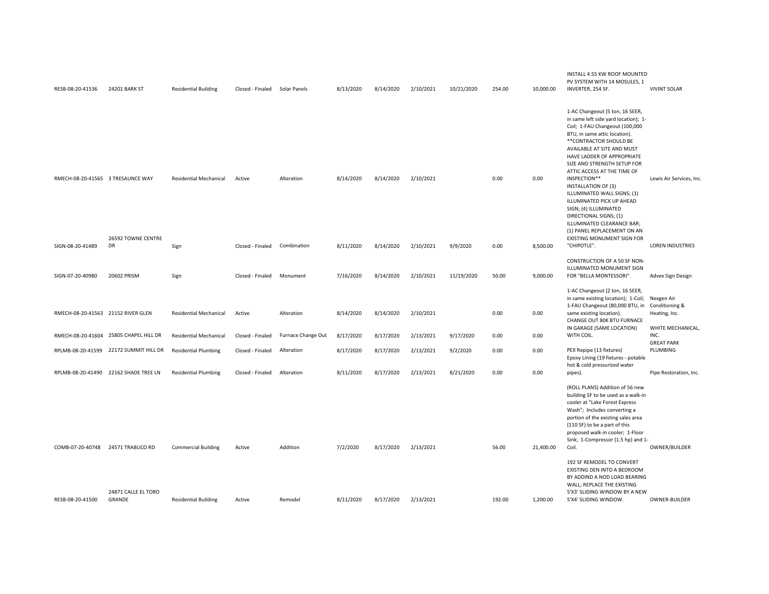| | | | | | | | | | | | | |
|---|---|---|---|---|---|---|---|---|---|---|---|---|
| RESB-08-20-41536 | 24201 BARK ST | Residential Building | Closed - Finaled | Solar Panels | 8/13/2020 | 8/14/2020 | 2/10/2021 | 10/21/2020 | 254.00 | 10,000.00 | INSTALL 4.55 KW ROOF MOUNTED PV SYSTEM WITH 14 MOSULES, 1 INVERTER, 254 SF. | VIVINT SOLAR |
| RMECH-08-20-41565 | 3 TRESAUNCE WAY | Residential Mechanical | Active | Alteration | 8/14/2020 | 8/14/2020 | 2/10/2021 | | 0.00 | 0.00 | 1-AC Changeout (5 ton, 16 SEER, in same left side yard location); 1-Coil; 1-FAU Changeout (100,000 BTU, in same attic location). **CONTRACTOR SHOULD BE AVAILABLE AT SITE AND MUST HAVE LADDER OF APPROPRIATE SIZE AND STRENGTH SETUP FOR ATTIC ACCESS AT THE TIME OF INSPECTION** | Lewis Air Services, Inc. |
| SIGN-08-20-41489 | 26592 TOWNE CENTRE DR | Sign | Closed - Finaled | Combination | 8/11/2020 | 8/14/2020 | 2/10/2021 | 9/9/2020 | 0.00 | 8,500.00 | INSTALLATION OF (3) ILLUMINATED WALL SIGNS; (1) ILLUMINATED PICK UP AHEAD SIGN; (4) ILLUMINATED DIRECTIONAL SIGNS; (1) ILLUMINATED CLEARANCE BAR; (1) PANEL REPLACEMENT ON AN EXISTING MONUMENT SIGN FOR "CHIPOTLE". | LOREN INDUSTRIES |
| SIGN-07-20-40980 | 20602 PRISM | Sign | Closed - Finaled | Monument | 7/16/2020 | 8/14/2020 | 2/10/2021 | 11/19/2020 | 50.00 | 9,000.00 | CONSTRUCTION OF A 50 SF NON-ILLUMINATED MONUMENT SIGN FOR "BELLA MONTESSORI". | Advex Sign Design |
| RMECH-08-20-41563 | 21152 RIVER GLEN | Residential Mechanical | Active | Alteration | 8/14/2020 | 8/14/2020 | 2/10/2021 | | 0.00 | 0.00 | 1-AC Changeout (2 ton, 16 SEER, in same existing location); 1-Coil; 1-FAU Changeout (80,000 BTU, in same existing location). | Nexgen Air Conditioning & Heating, Inc. |
| RMECH-08-20-41604 | 25805 CHAPEL HILL DR | Residential Mechanical | Closed - Finaled | Furnace Change Out | 8/17/2020 | 8/17/2020 | 2/13/2021 | 9/17/2020 | 0.00 | 0.00 | CHANGE OUT 80K BTU FURNACE IN GARAGE (SAME LOCATION) WITH COIL. | WHITE MECHANICAL, INC. |
| RPLMB-08-20-41599 | 22172 SUMMIT HILL DR | Residential Plumbing | Closed - Finaled | Alteration | 8/17/2020 | 8/17/2020 | 2/13/2021 | 9/2/2020 | 0.00 | 0.00 | PEX Repipe (13 fixtures) | GREAT PARK PLUMBING |
| RPLMB-08-20-41490 | 22162 SHADE TREE LN | Residential Plumbing | Closed - Finaled | Alteration | 8/11/2020 | 8/17/2020 | 2/13/2021 | 8/21/2020 | 0.00 | 0.00 | Epoxy Lining (19 fixtures - potable hot & cold pressurized water pipes). | Pipe Restoration, Inc. |
| COMB-07-20-40748 | 24571 TRABUCO RD | Commercial Building | Active | Addition | 7/2/2020 | 8/17/2020 | 2/13/2021 | | 56.00 | 21,400.00 | (ROLL PLANS) Addition of 56 new building SF to be used as a walk-in cooler at "Lake Forest Express Wash"; Includes converting a portion of the existing sales area (110 SF) to be a part of this proposed walk-in cooler; 1-Floor Sink; 1-Compressor (1.5 hp) and 1-Coil. | OWNER/BUILDER |
| RESB-08-20-41500 | 24871 CALLE EL TORO GRANDE | Residential Building | Active | Remodel | 8/11/2020 | 8/17/2020 | 2/13/2021 | | 192.00 | 1,200.00 | 192 SF REMODEL TO CONVERT EXISTING DEN INTO A BEDROOM BY ADDIND A NOD LOAD BEARING WALL; REPLACE THE EXISTING 5'X3' SLIDING WINDOW BY A NEW 5'X4' SLIDING WINDOW. | OWNER-BUILDER |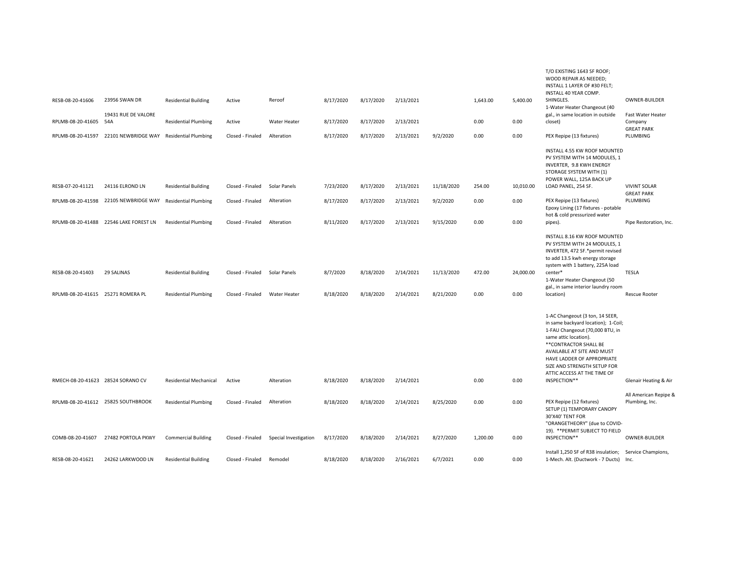| | | | | | | | | | | | | |
|---|---|---|---|---|---|---|---|---|---|---|---|---|
| RESB-08-20-41606 | 23956 SWAN DR | Residential Building | Active | Reroof | 8/17/2020 | 8/17/2020 | 2/13/2021 | | 1,643.00 | 5,400.00 | T/O EXISTING 1643 SF ROOF; WOOD REPAIR AS NEEDED; INSTALL 1 LAYER OF #30 FELT; INSTALL 40 YEAR COMP. SHINGLES. | OWNER-BUILDER |
| RPLMB-08-20-41605 | 19431 RUE DE VALORE 54A | Residential Plumbing | Active | Water Heater | 8/17/2020 | 8/17/2020 | 2/13/2021 | | 0.00 | 0.00 | 1-Water Heater Changeout (40 gal., in same location in outside closet) | Fast Water Heater Company |
| RPLMB-08-20-41597 | 22101 NEWBRIDGE WAY | Residential Plumbing | Closed - Finaled | Alteration | 8/17/2020 | 8/17/2020 | 2/13/2021 | 9/2/2020 | 0.00 | 0.00 | PEX Repipe (13 fixtures) | GREAT PARK PLUMBING |
| RESB-07-20-41121 | 24116 ELROND LN | Residential Building | Closed - Finaled | Solar Panels | 7/23/2020 | 8/17/2020 | 2/13/2021 | 11/18/2020 | 254.00 | 10,010.00 | INSTALL 4.55 KW ROOF MOUNTED PV SYSTEM WITH 14 MODULES, 1 INVERTER, 9.8 KWH ENERGY STORAGE SYSTEM WITH (1) POWER WALL, 125A BACK UP LOAD PANEL, 254 SF. | VIVINT SOLAR |
| RPLMB-08-20-41598 | 22105 NEWBRIDGE WAY | Residential Plumbing | Closed - Finaled | Alteration | 8/17/2020 | 8/17/2020 | 2/13/2021 | 9/2/2020 | 0.00 | 0.00 | PEX Repipe (13 fixtures) | GREAT PARK PLUMBING |
| RPLMB-08-20-41488 | 22546 LAKE FOREST LN | Residential Plumbing | Closed - Finaled | Alteration | 8/11/2020 | 8/17/2020 | 2/13/2021 | 9/15/2020 | 0.00 | 0.00 | Epoxy Lining (17 fixtures - potable hot & cold pressurized water pipes). | Pipe Restoration, Inc. |
| RESB-08-20-41403 | 29 SALINAS | Residential Building | Closed - Finaled | Solar Panels | 8/7/2020 | 8/18/2020 | 2/14/2021 | 11/13/2020 | 472.00 | 24,000.00 | INSTALL 8.16 KW ROOF MOUNTED PV SYSTEM WITH 24 MODULES, 1 INVERTER, 472 SF.*permit revised to add 13.5 kwh energy storage system with 1 battery, 225A load center* | TESLA |
| RPLMB-08-20-41615 | 25271 ROMERA PL | Residential Plumbing | Closed - Finaled | Water Heater | 8/18/2020 | 8/18/2020 | 2/14/2021 | 8/21/2020 | 0.00 | 0.00 | 1-Water Heater Changeout (50 gal., in same interior laundry room location) | Rescue Rooter |
| RMECH-08-20-41623 | 28524 SORANO CV | Residential Mechanical | Active | Alteration | 8/18/2020 | 8/18/2020 | 2/14/2021 | | 0.00 | 0.00 | 1-AC Changeout (3 ton, 14 SEER, in same backyard location); 1-Coil; 1-FAU Changeout (70,000 BTU, in same attic location). **CONTRACTOR SHALL BE AVAILABLE AT SITE AND MUST HAVE LADDER OF APPROPRIATE SIZE AND STRENGTH SETUP FOR ATTIC ACCESS AT THE TIME OF INSPECTION** | Glenair Heating & Air |
| RPLMB-08-20-41612 | 25825 SOUTHBROOK | Residential Plumbing | Closed - Finaled | Alteration | 8/18/2020 | 8/18/2020 | 2/14/2021 | 8/25/2020 | 0.00 | 0.00 | PEX Repipe (12 fixtures) | All American Repipe & Plumbing, Inc. |
| COMB-08-20-41607 | 27482 PORTOLA PKWY | Commercial Building | Closed - Finaled | Special Investigation | 8/17/2020 | 8/18/2020 | 2/14/2021 | 8/27/2020 | 1,200.00 | 0.00 | SETUP (1) TEMPORARY CANOPY 30'X40' TENT FOR "ORANGETHEORY" (due to COVID-19). **PERMIT SUBJECT TO FIELD INSPECTION** | OWNER-BUILDER |
| RESB-08-20-41621 | 24262 LARKWOOD LN | Residential Building | Closed - Finaled | Remodel | 8/18/2020 | 8/18/2020 | 2/16/2021 | 6/7/2021 | 0.00 | 0.00 | Install 1,250 SF of R38 insulation; 1-Mech. Alt. (Ductwork - 7 Ducts) | Service Champions, Inc. |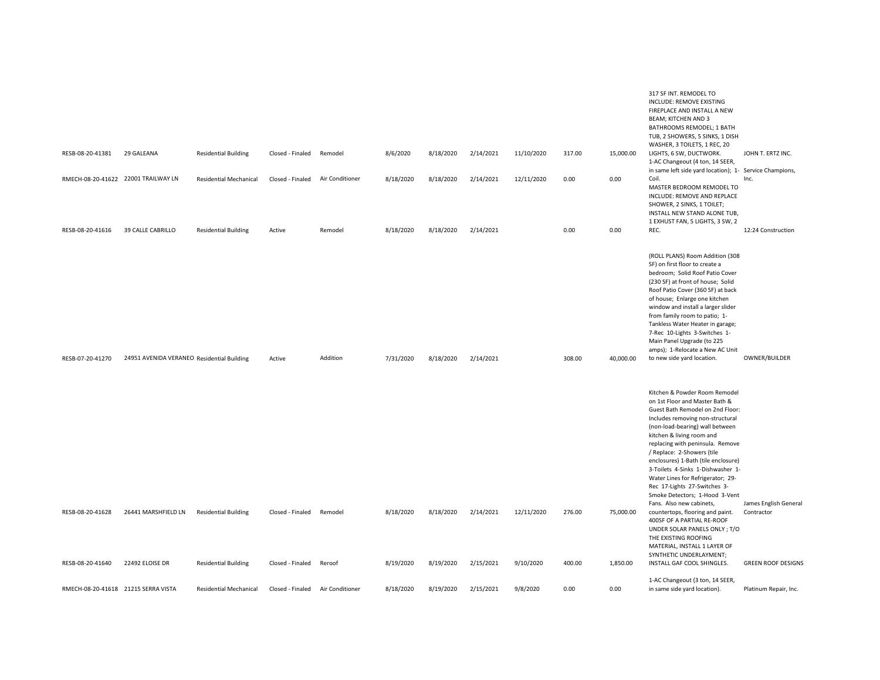| | | | | | | | | | | | | |
|---|---|---|---|---|---|---|---|---|---|---|---|---|
| RESB-08-20-41381 | 29 GALEANA | Residential Building | Closed - Finaled | Remodel | 8/6/2020 | 8/18/2020 | 2/14/2021 | 11/10/2020 | 317.00 | 15,000.00 | 317 SF INT. REMODEL TO INCLUDE: REMOVE EXISTING FIREPLACE AND INSTALL A NEW BEAM; KITCHEN AND 3 BATHROOMS REMODEL; 1 BATH TUB, 2 SHOWERS, 5 SINKS, 1 DISH WASHER, 3 TOILETS, 1 REC, 20 LIGHTS, 6 SW, DUCTWORK. | JOHN T. ERTZ INC. |
| RMECH-08-20-41622 | 22001 TRAILWAY LN | Residential Mechanical | Closed - Finaled | Air Conditioner | 8/18/2020 | 8/18/2020 | 2/14/2021 | 12/11/2020 | 0.00 | 0.00 | 1-AC Changeout (4 ton, 14 SEER, in same left side yard location); 1-Coil. | Service Champions, Inc. |
| RESB-08-20-41616 | 39 CALLE CABRILLO | Residential Building | Active | Remodel | 8/18/2020 | 8/18/2020 | 2/14/2021 | | 0.00 | 0.00 | MASTER BEDROOM REMODEL TO INCLUDE: REMOVE AND REPLACE SHOWER, 2 SINKS, 1 TOILET; INSTALL NEW STAND ALONE TUB, 1 EXHUST FAN, 5 LIGHTS, 3 SW, 2 REC. | 12:24 Construction |
| RESB-07-20-41270 | 24951 AVENIDA VERANEO | Residential Building | Active | Addition | 7/31/2020 | 8/18/2020 | 2/14/2021 | | 308.00 | 40,000.00 | (ROLL PLANS) Room Addition (308 SF) on first floor to create a bedroom; Solid Roof Patio Cover (230 SF) at front of house; Solid Roof Patio Cover (360 SF) at back of house; Enlarge one kitchen window and install a larger slider from family room to patio; 1-Tankless Water Heater in garage; 7-Rec 10-Lights 3-Switches 1-Main Panel Upgrade (to 225 amps); 1-Relocate a New AC Unit to new side yard location. | OWNER/BUILDER |
| RESB-08-20-41628 | 26441 MARSHFIELD LN | Residential Building | Closed - Finaled | Remodel | 8/18/2020 | 8/18/2020 | 2/14/2021 | 12/11/2020 | 276.00 | 75,000.00 | Kitchen & Powder Room Remodel on 1st Floor and Master Bath & Guest Bath Remodel on 2nd Floor: Includes removing non-structural (non-load-bearing) wall between kitchen & living room and replacing with peninsula. Remove / Replace: 2-Showers (tile enclosures) 1-Bath (tile enclosure) 3-Toilets 4-Sinks 1-Dishwasher 1-Water Lines for Refrigerator; 29-Rec 17-Lights 27-Switches 3-Smoke Detectors; 1-Hood 3-Vent Fans. Also new cabinets, countertops, flooring and paint. | James English General Contractor |
| RESB-08-20-41640 | 22492 ELOISE DR | Residential Building | Closed - Finaled | Reroof | 8/19/2020 | 8/19/2020 | 2/15/2021 | 9/10/2020 | 400.00 | 1,850.00 | 400SF OF A PARTIAL RE-ROOF UNDER SOLAR PANELS ONLY ; T/O THE EXISTING ROOFING MATERIAL, INSTALL 1 LAYER OF SYNTHETIC UNDERLAYMENT; INSTALL GAF COOL SHINGLES. | GREEN ROOF DESIGNS |
| RMECH-08-20-41618 | 21215 SERRA VISTA | Residential Mechanical | Closed - Finaled | Air Conditioner | 8/18/2020 | 8/19/2020 | 2/15/2021 | 9/8/2020 | 0.00 | 0.00 | 1-AC Changeout (3 ton, 14 SEER, in same side yard location). | Platinum Repair, Inc. |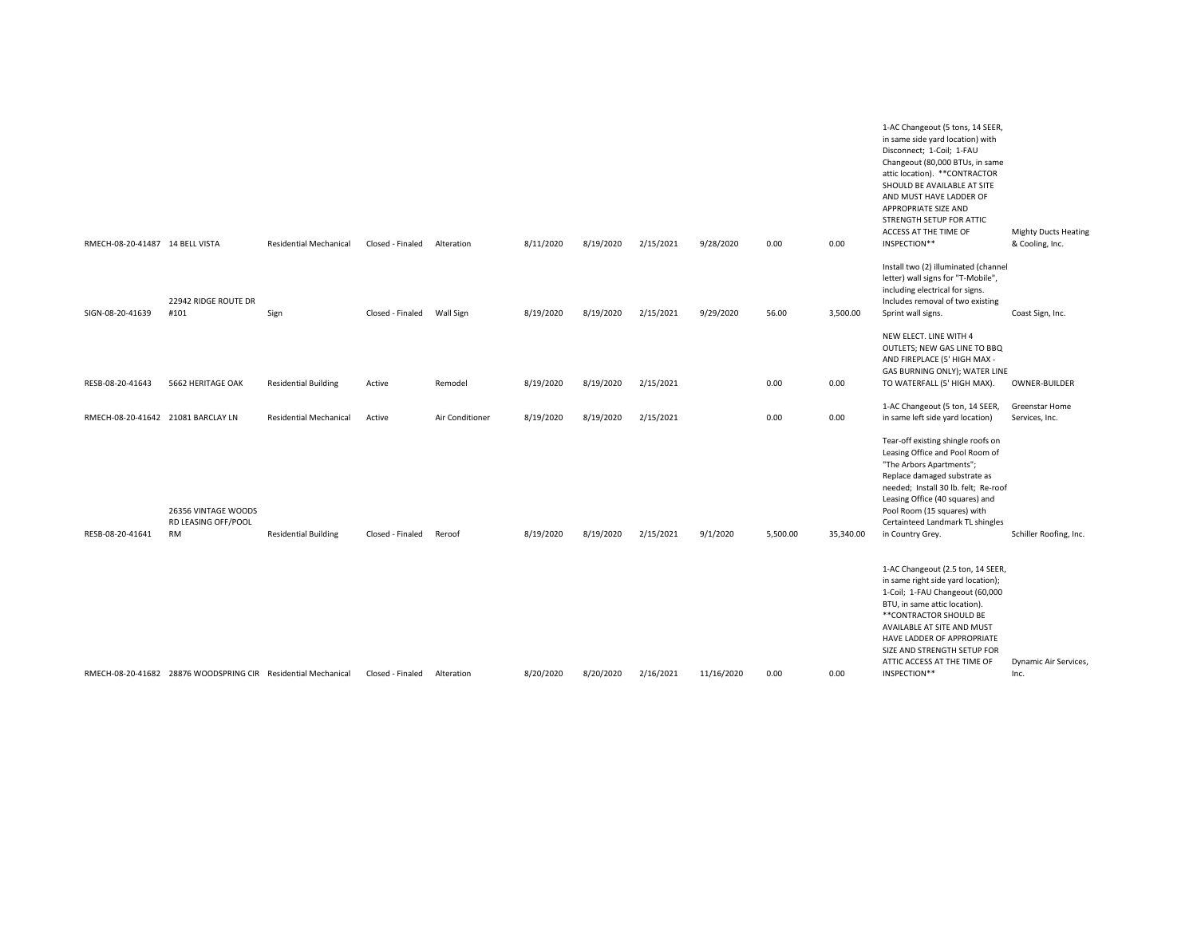| | | | | | | | | | | | | |
|---|---|---|---|---|---|---|---|---|---|---|---|---|
| RMECH-08-20-41487 | 14 BELL VISTA | Residential Mechanical | Closed - Finaled | Alteration | 8/11/2020 | 8/19/2020 | 2/15/2021 | 9/28/2020 | 0.00 | 0.00 | 1-AC Changeout (5 tons, 14 SEER, in same side yard location) with Disconnect; 1-Coil; 1-FAU Changeout (80,000 BTUs, in same attic location). **CONTRACTOR SHOULD BE AVAILABLE AT SITE AND MUST HAVE LADDER OF APPROPRIATE SIZE AND STRENGTH SETUP FOR ATTIC ACCESS AT THE TIME OF INSPECTION** | Mighty Ducts Heating & Cooling, Inc. |
| SIGN-08-20-41639 | 22942 RIDGE ROUTE DR #101 | Sign | Closed - Finaled | Wall Sign | 8/19/2020 | 8/19/2020 | 2/15/2021 | 9/29/2020 | 56.00 | 3,500.00 | Install two (2) illuminated (channel letter) wall signs for "T-Mobile", including electrical for signs. Includes removal of two existing Sprint wall signs. | Coast Sign, Inc. |
| RESB-08-20-41643 | 5662 HERITAGE OAK | Residential Building | Active | Remodel | 8/19/2020 | 8/19/2020 | 2/15/2021 | | 0.00 | 0.00 | NEW ELECT. LINE WITH 4 OUTLETS; NEW GAS LINE TO BBQ AND FIREPLACE (5' HIGH MAX - GAS BURNING ONLY); WATER LINE TO WATERFALL (5' HIGH MAX). | OWNER-BUILDER |
| RMECH-08-20-41642 | 21081 BARCLAY LN | Residential Mechanical | Active | Air Conditioner | 8/19/2020 | 8/19/2020 | 2/15/2021 | | 0.00 | 0.00 | 1-AC Changeout (5 ton, 14 SEER, in same left side yard location) | Greenstar Home Services, Inc. |
| RESB-08-20-41641 | 26356 VINTAGE WOODS RD LEASING OFF/POOL RM | Residential Building | Closed - Finaled | Reroof | 8/19/2020 | 8/19/2020 | 2/15/2021 | 9/1/2020 | 5,500.00 | 35,340.00 | Tear-off existing shingle roofs on Leasing Office and Pool Room of "The Arbors Apartments"; Replace damaged substrate as needed; Install 30 lb. felt; Re-roof Leasing Office (40 squares) and Pool Room (15 squares) with Certainteed Landmark TL shingles in Country Grey. | Schiller Roofing, Inc. |
| RMECH-08-20-41682 | 28876 WOODSPRING CIR | Residential Mechanical | Closed - Finaled | Alteration | 8/20/2020 | 8/20/2020 | 2/16/2021 | 11/16/2020 | 0.00 | 0.00 | 1-AC Changeout (2.5 ton, 14 SEER, in same right side yard location); 1-Coil; 1-FAU Changeout (60,000 BTU, in same attic location). **CONTRACTOR SHOULD BE AVAILABLE AT SITE AND MUST HAVE LADDER OF APPROPRIATE SIZE AND STRENGTH SETUP FOR ATTIC ACCESS AT THE TIME OF INSPECTION** | Dynamic Air Services, Inc. |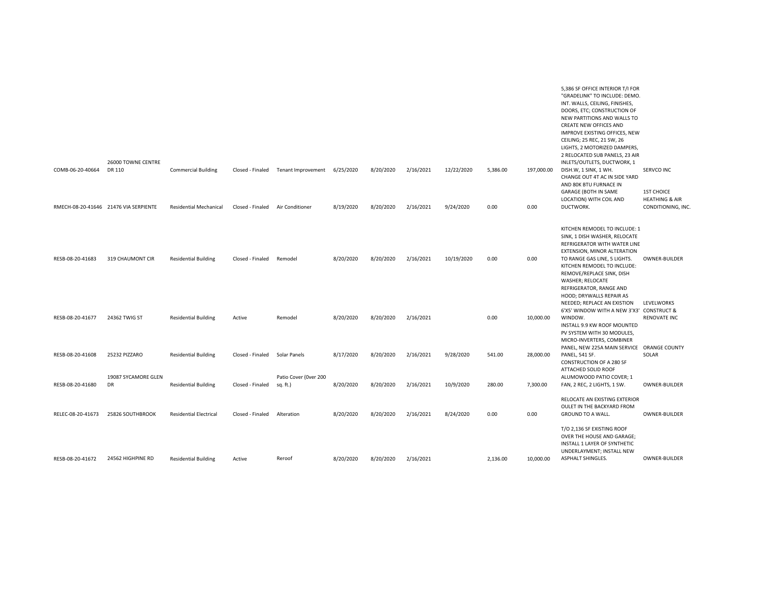| | | | | | | | | | | | | |
|---|---|---|---|---|---|---|---|---|---|---|---|---|
| COMB-06-20-40664 | 26000 TOWNE CENTRE DR 110 | Commercial Building | Closed - Finaled | Tenant Improvement | 6/25/2020 | 8/20/2020 | 2/16/2021 | 12/22/2020 | 5,386.00 | 197,000.00 | 5,386 SF OFFICE INTERIOR T/I FOR "GRADELINK" TO INCLUDE: DEMO. INT. WALLS, CEILING, FINISHES, DOORS, ETC; CONSTRUCTION OF NEW PARTITIONS AND WALLS TO CREATE NEW OFFICES AND IMPROVE EXISTING OFFICES, NEW CEILING; 25 REC, 21 SW, 26 LIGHTS, 2 MOTORIZED DAMPERS, 2 RELOCATED SUB PANELS, 23 AIR INLETS/OUTLETS, DUCTWORK, 1 DISH.W, 1 SINK, 1 WH. | SERVCO INC |
| RMECH-08-20-41646 | 21476 VIA SERPIENTE | Residential Mechanical | Closed - Finaled | Air Conditioner | 8/19/2020 | 8/20/2020 | 2/16/2021 | 9/24/2020 | 0.00 | 0.00 | CHANGE OUT 4T AC IN SIDE YARD AND 80K BTU FURNACE IN GARAGE (BOTH IN SAME LOCATION) WITH COIL AND DUCTWORK. | 1ST CHOICE HEATHING & AIR CONDITIONING, INC. |
| RESB-08-20-41683 | 319 CHAUMONT CIR | Residential Building | Closed - Finaled | Remodel | 8/20/2020 | 8/20/2020 | 2/16/2021 | 10/19/2020 | 0.00 | 0.00 | KITCHEN REMODEL TO INCLUDE: 1 SINK, 1 DISH WASHER, RELOCATE REFRIGERATOR WITH WATER LINE EXTENSION, MINOR ALTERATION TO RANGE GAS LINE, 5 LIGHTS. | OWNER-BUILDER |
| RESB-08-20-41677 | 24362 TWIG ST | Residential Building | Active | Remodel | 8/20/2020 | 8/20/2020 | 2/16/2021 | | 0.00 | 10,000.00 | KITCHEN REMODEL TO INCLUDE: REMOVE/REPLACE SINK, DISH WASHER; RELOCATE REFRIGERATOR, RANGE AND HOOD; DRYWALLS REPAIR AS NEEDED; REPLACE AN EXISTION 6'X5' WINDOW WITH A NEW 3'X3' WINDOW. | LEVELWORKS CONSTRUCT & RENOVATE INC |
| RESB-08-20-41608 | 25232 PIZZARO | Residential Building | Closed - Finaled | Solar Panels | 8/17/2020 | 8/20/2020 | 2/16/2021 | 9/28/2020 | 541.00 | 28,000.00 | INSTALL 9.9 KW ROOF MOUNTED PV SYSTEM WITH 30 MODULES, MICRO-INVERTERS, COMBINER PANEL, NEW 225A MAIN SERVICE PANEL, 541 SF. | ORANGE COUNTY SOLAR |
| RESB-08-20-41680 | 19087 SYCAMORE GLEN DR | Residential Building | Closed - Finaled | Patio Cover (0ver 200 sq. ft.) | 8/20/2020 | 8/20/2020 | 2/16/2021 | 10/9/2020 | 280.00 | 7,300.00 | CONSTRUCTION OF A 280 SF ATTACHED SOLID ROOF ALUMOWOOD PATIO COVER; 1 FAN, 2 REC, 2 LIGHTS, 1 SW. | OWNER-BUILDER |
| RELEC-08-20-41673 | 25826 SOUTHBROOK | Residential Electrical | Closed - Finaled | Alteration | 8/20/2020 | 8/20/2020 | 2/16/2021 | 8/24/2020 | 0.00 | 0.00 | RELOCATE AN EXISTING EXTERIOR OULET IN THE BACKYARD FROM GROUND TO A WALL. | OWNER-BUILDER |
| RESB-08-20-41672 | 24562 HIGHPINE RD | Residential Building | Active | Reroof | 8/20/2020 | 8/20/2020 | 2/16/2021 | | 2,136.00 | 10,000.00 | T/O 2,136 SF EXISTING ROOF OVER THE HOUSE AND GARAGE; INSTALL 1 LAYER OF SYNTHETIC UNDERLAYMENT; INSTALL NEW ASPHALT SHINGLES. | OWNER-BUILDER |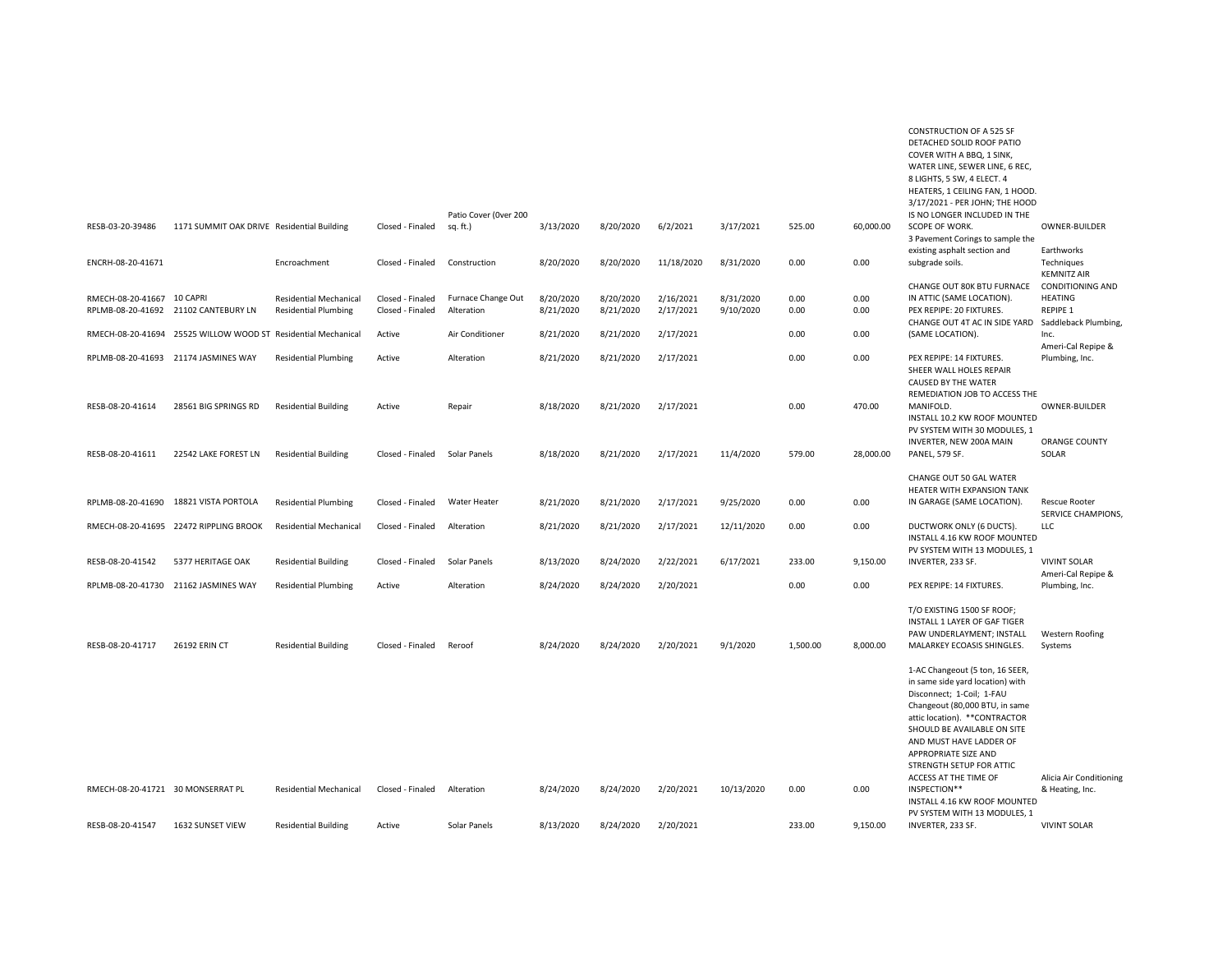| | | | | | | | | | | | | |
|---|---|---|---|---|---|---|---|---|---|---|---|---|
| RESB-03-20-39486 | 1171 SUMMIT OAK DRIVE | Residential Building | Closed - Finaled | Patio Cover (0ver 200 sq. ft.) | 3/13/2020 | 8/20/2020 | 6/2/2021 | 3/17/2021 | 525.00 | 60,000.00 | CONSTRUCTION OF A 525 SF DETACHED SOLID ROOF PATIO COVER WITH A BBQ, 1 SINK, WATER LINE, SEWER LINE, 6 REC, 8 LIGHTS, 5 SW, 4 ELECT. 4 HEATERS, 1 CEILING FAN, 1 HOOD. 3/17/2021 - PER JOHN; THE HOOD IS NO LONGER INCLUDED IN THE SCOPE OF WORK. | OWNER-BUILDER |
| ENCRH-08-20-41671 | | Encroachment | Closed - Finaled | Construction | 8/20/2020 | 8/20/2020 | 11/18/2020 | 8/31/2020 | 0.00 | 0.00 | 3 Pavement Corings to sample the existing asphalt section and subgrade soils. | Earthworks Techniques |
| RMECH-08-20-41667 | 10 CAPRI | Residential Mechanical | Closed - Finaled | Furnace Change Out | 8/20/2020 | 8/20/2020 | 2/16/2021 | 8/31/2020 | 0.00 | 0.00 | CHANGE OUT 80K BTU FURNACE IN ATTIC (SAME LOCATION). | KEMNITZ AIR CONDITIONING AND HEATING |
| RPLMB-08-20-41692 | 21102 CANTEBURY LN | Residential Plumbing | Closed - Finaled | Alteration | 8/21/2020 | 8/21/2020 | 2/17/2021 | 9/10/2020 | 0.00 | 0.00 | PEX REPIPE: 20 FIXTURES. | REPIPE 1 |
| RMECH-08-20-41694 | 25525 WILLOW WOOD ST | Residential Mechanical | Active | Air Conditioner | 8/21/2020 | 8/21/2020 | 2/17/2021 | | 0.00 | 0.00 | CHANGE OUT 4T AC IN SIDE YARD (SAME LOCATION). | Saddleback Plumbing, Inc. |
| RPLMB-08-20-41693 | 21174 JASMINES WAY | Residential Plumbing | Active | Alteration | 8/21/2020 | 8/21/2020 | 2/17/2021 | | 0.00 | 0.00 | PEX REPIPE: 14 FIXTURES. | Ameri-Cal Repipe & Plumbing, Inc. |
| RESB-08-20-41614 | 28561 BIG SPRINGS RD | Residential Building | Active | Repair | 8/18/2020 | 8/21/2020 | 2/17/2021 | | 0.00 | 470.00 | SHEER WALL HOLES REPAIR CAUSED BY THE WATER REMEDIATION JOB TO ACCESS THE MANIFOLD. | OWNER-BUILDER |
| RESB-08-20-41611 | 22542 LAKE FOREST LN | Residential Building | Closed - Finaled | Solar Panels | 8/18/2020 | 8/21/2020 | 2/17/2021 | 11/4/2020 | 579.00 | 28,000.00 | INSTALL 10.2 KW ROOF MOUNTED PV SYSTEM WITH 30 MODULES, 1 INVERTER, NEW 200A MAIN PANEL, 579 SF. | ORANGE COUNTY SOLAR |
| RPLMB-08-20-41690 | 18821 VISTA PORTOLA | Residential Plumbing | Closed - Finaled | Water Heater | 8/21/2020 | 8/21/2020 | 2/17/2021 | 9/25/2020 | 0.00 | 0.00 | CHANGE OUT 50 GAL WATER HEATER WITH EXPANSION TANK IN GARAGE (SAME LOCATION). | Rescue Rooter |
| RMECH-08-20-41695 | 22472 RIPPLING BROOK | Residential Mechanical | Closed - Finaled | Alteration | 8/21/2020 | 8/21/2020 | 2/17/2021 | 12/11/2020 | 0.00 | 0.00 | DUCTWORK ONLY (6 DUCTS). | SERVICE CHAMPIONS, LLC |
| RESB-08-20-41542 | 5377 HERITAGE OAK | Residential Building | Closed - Finaled | Solar Panels | 8/13/2020 | 8/24/2020 | 2/22/2021 | 6/17/2021 | 233.00 | 9,150.00 | INSTALL 4.16 KW ROOF MOUNTED PV SYSTEM WITH 13 MODULES, 1 INVERTER, 233 SF. | VIVINT SOLAR |
| RPLMB-08-20-41730 | 21162 JASMINES WAY | Residential Plumbing | Active | Alteration | 8/24/2020 | 8/24/2020 | 2/20/2021 | | 0.00 | 0.00 | PEX REPIPE: 14 FIXTURES. | Ameri-Cal Repipe & Plumbing, Inc. |
| RESB-08-20-41717 | 26192 ERIN CT | Residential Building | Closed - Finaled | Reroof | 8/24/2020 | 8/24/2020 | 2/20/2021 | 9/1/2020 | 1,500.00 | 8,000.00 | T/O EXISTING 1500 SF ROOF; INSTALL 1 LAYER OF GAF TIGER PAW UNDERLAYMENT; INSTALL MALARKEY ECOASIS SHINGLES. | Western Roofing Systems |
| RMECH-08-20-41721 | 30 MONSERRAT PL | Residential Mechanical | Closed - Finaled | Alteration | 8/24/2020 | 8/24/2020 | 2/20/2021 | 10/13/2020 | 0.00 | 0.00 | 1-AC Changeout (5 ton, 16 SEER, in same side yard location) with Disconnect; 1-Coil; 1-FAU Changeout (80,000 BTU, in same attic location). **CONTRACTOR SHOULD BE AVAILABLE ON SITE AND MUST HAVE LADDER OF APPROPRIATE SIZE AND STRENGTH SETUP FOR ATTIC ACCESS AT THE TIME OF INSPECTION** | Alicia Air Conditioning & Heating, Inc. |
| RESB-08-20-41547 | 1632 SUNSET VIEW | Residential Building | Active | Solar Panels | 8/13/2020 | 8/24/2020 | 2/20/2021 | | 233.00 | 9,150.00 | INSTALL 4.16 KW ROOF MOUNTED PV SYSTEM WITH 13 MODULES, 1 INVERTER, 233 SF. | VIVINT SOLAR |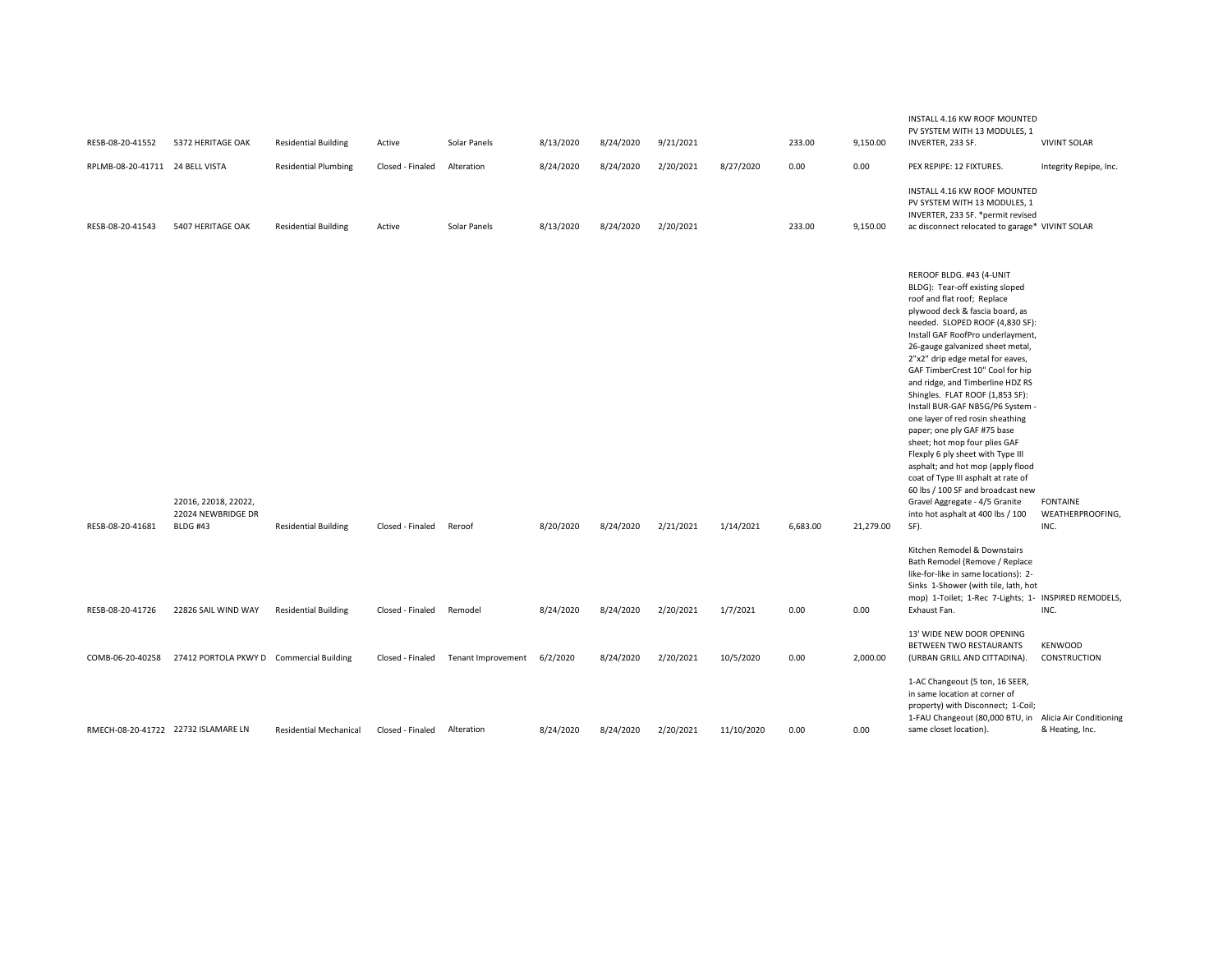| | | | | | | | | | | | | |
|---|---|---|---|---|---|---|---|---|---|---|---|---|
| RESB-08-20-41552 | 5372 HERITAGE OAK | Residential Building | Active | Solar Panels | 8/13/2020 | 8/24/2020 | 9/21/2021 | | 233.00 | 9,150.00 | INSTALL 4.16 KW ROOF MOUNTED PV SYSTEM WITH 13 MODULES, 1 INVERTER, 233 SF. | VIVINT SOLAR |
| RPLMB-08-20-41711 | 24 BELL VISTA | Residential Plumbing | Closed - Finaled | Alteration | 8/24/2020 | 8/24/2020 | 2/20/2021 | 8/27/2020 | 0.00 | 0.00 | PEX REPIPE: 12 FIXTURES. | Integrity Repipe, Inc. |
| RESB-08-20-41543 | 5407 HERITAGE OAK | Residential Building | Active | Solar Panels | 8/13/2020 | 8/24/2020 | 2/20/2021 | | 233.00 | 9,150.00 | INSTALL 4.16 KW ROOF MOUNTED PV SYSTEM WITH 13 MODULES, 1 INVERTER, 233 SF. *permit revised ac disconnect relocated to garage* | VIVINT SOLAR |
| RESB-08-20-41681 | 22016, 22018, 22022, 22024 NEWBRIDGE DR BLDG #43 | Residential Building | Closed - Finaled | Reroof | 8/20/2020 | 8/24/2020 | 2/21/2021 | 1/14/2021 | 6,683.00 | 21,279.00 | REROOF BLDG. #43 (4-UNIT BLDG): Tear-off existing sloped roof and flat roof; Replace plywood deck & fascia board, as needed. SLOPED ROOF (4,830 SF): Install GAF RoofPro underlayment, 26-gauge galvanized sheet metal, 2"x2" drip edge metal for eaves, GAF TimberCrest 10" Cool for hip and ridge, and Timberline HDZ RS Shingles. FLAT ROOF (1,853 SF): Install BUR-GAF NB5G/P6 System - one layer of red rosin sheathing paper; one ply GAF #75 base sheet; hot mop four plies GAF Flexply 6 ply sheet with Type III asphalt; and hot mop (apply flood coat of Type III asphalt at rate of 60 lbs / 100 SF and broadcast new Gravel Aggregate - 4/5 Granite into hot asphalt at 400 lbs / 100 SF). | FONTAINE WEATHERPROOFING, INC. |
| RESB-08-20-41726 | 22826 SAIL WIND WAY | Residential Building | Closed - Finaled | Remodel | 8/24/2020 | 8/24/2020 | 2/20/2021 | 1/7/2021 | 0.00 | 0.00 | Kitchen Remodel & Downstairs Bath Remodel (Remove / Replace like-for-like in same locations): 2-Sinks 1-Shower (with tile, lath, hot mop) 1-Toilet; 1-Rec 7-Lights; 1-Exhaust Fan. | INSPIRED REMODELS, INC. |
| COMB-06-20-40258 | 27412 PORTOLA PKWY D | Commercial Building | Closed - Finaled | Tenant Improvement | 6/2/2020 | 8/24/2020 | 2/20/2021 | 10/5/2020 | 0.00 | 2,000.00 | 13' WIDE NEW DOOR OPENING BETWEEN TWO RESTAURANTS (URBAN GRILL AND CITTADINA). | KENWOOD CONSTRUCTION |
| RMECH-08-20-41722 | 22732 ISLAMARE LN | Residential Mechanical | Closed - Finaled | Alteration | 8/24/2020 | 8/24/2020 | 2/20/2021 | 11/10/2020 | 0.00 | 0.00 | 1-AC Changeout (5 ton, 16 SEER, in same location at corner of property) with Disconnect; 1-Coil; 1-FAU Changeout (80,000 BTU, in same closet location). | Alicia Air Conditioning & Heating, Inc. |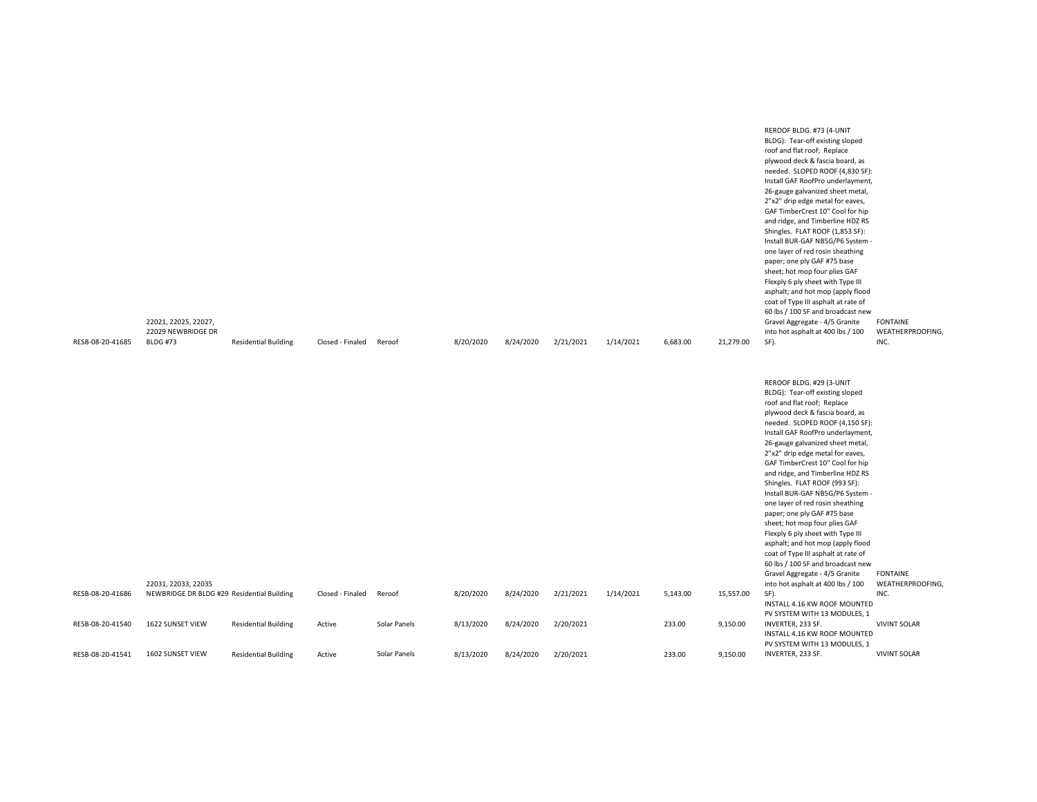| | | | | | | | | | | | | |
|---|---|---|---|---|---|---|---|---|---|---|---|---|
| RESB-08-20-41685 | 22021, 22025, 22027, 22029 NEWBRIDGE DR BLDG #73 | Residential Building | Closed - Finaled | Reroof | 8/20/2020 | 8/24/2020 | 2/21/2021 | 1/14/2021 | 6,683.00 | 21,279.00 | REROOF BLDG. #73 (4-UNIT BLDG): Tear-off existing sloped roof and flat roof; Replace plywood deck & fascia board, as needed. SLOPED ROOF (4,830 SF): Install GAF RoofPro underlayment, 26-gauge galvanized sheet metal, 2"x2" drip edge metal for eaves, GAF TimberCrest 10" Cool for hip and ridge, and Timberline HDZ RS Shingles. FLAT ROOF (1,853 SF): Install BUR-GAF NB5G/P6 System - one layer of red rosin sheathing paper; one ply GAF #75 base sheet; hot mop four plies GAF Flexply 6 ply sheet with Type III asphalt; and hot mop (apply flood coat of Type III asphalt at rate of 60 lbs / 100 SF and broadcast new Gravel Aggregate - 4/5 Granite into hot asphalt at 400 lbs / 100 SF). | FONTAINE WEATHERPROOFING, INC. |
| RESB-08-20-41686 | 22031, 22033, 22035 NEWBRIDGE DR BLDG #29 | Residential Building | Closed - Finaled | Reroof | 8/20/2020 | 8/24/2020 | 2/21/2021 | 1/14/2021 | 5,143.00 | 15,557.00 | REROOF BLDG. #29 (3-UNIT BLDG): Tear-off existing sloped roof and flat roof; Replace plywood deck & fascia board, as needed. SLOPED ROOF (4,150 SF): Install GAF RoofPro underlayment, 26-gauge galvanized sheet metal, 2"x2" drip edge metal for eaves, GAF TimberCrest 10" Cool for hip and ridge, and Timberline HDZ RS Shingles. FLAT ROOF (993 SF): Install BUR-GAF NB5G/P6 System - one layer of red rosin sheathing paper; one ply GAF #75 base sheet; hot mop four plies GAF Flexply 6 ply sheet with Type III asphalt; and hot mop (apply flood coat of Type III asphalt at rate of 60 lbs / 100 SF and broadcast new Gravel Aggregate - 4/5 Granite into hot asphalt at 400 lbs / 100 SF). | FONTAINE WEATHERPROOFING, INC. |
| RESB-08-20-41540 | 1622 SUNSET VIEW | Residential Building | Active | Solar Panels | 8/13/2020 | 8/24/2020 | 2/20/2021 | | 233.00 | 9,150.00 | INSTALL 4.16 KW ROOF MOUNTED PV SYSTEM WITH 13 MODULES, 1 INVERTER, 233 SF. | VIVINT SOLAR |
| RESB-08-20-41541 | 1602 SUNSET VIEW | Residential Building | Active | Solar Panels | 8/13/2020 | 8/24/2020 | 2/20/2021 | | 233.00 | 9,150.00 | INSTALL 4.16 KW ROOF MOUNTED PV SYSTEM WITH 13 MODULES, 1 INVERTER, 233 SF. | VIVINT SOLAR |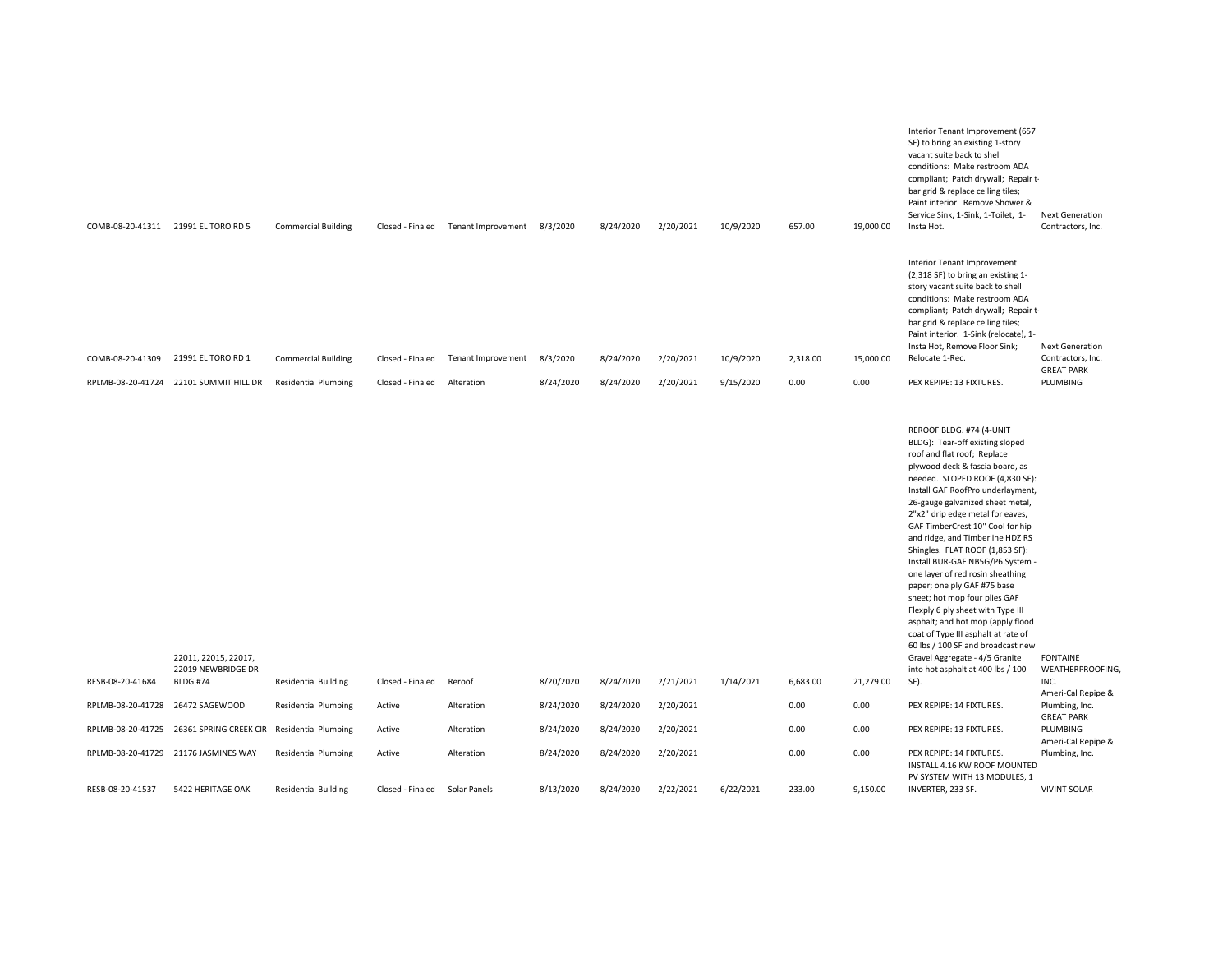| | | | | | | | | | | | | |
|---|---|---|---|---|---|---|---|---|---|---|---|---|
| COMB-08-20-41311 | 21991 EL TORO RD 5 | Commercial Building | Closed - Finaled | Tenant Improvement | 8/3/2020 | 8/24/2020 | 2/20/2021 | 10/9/2020 | 657.00 | 19,000.00 | Interior Tenant Improvement (657 SF) to bring an existing 1-story vacant suite back to shell conditions: Make restroom ADA compliant; Patch drywall; Repair t-bar grid & replace ceiling tiles; Paint interior. Remove Shower & Service Sink, 1-Sink, 1-Toilet, 1-Insta Hot. | Next Generation Contractors, Inc. |
| COMB-08-20-41309 | 21991 EL TORO RD 1 | Commercial Building | Closed - Finaled | Tenant Improvement | 8/3/2020 | 8/24/2020 | 2/20/2021 | 10/9/2020 | 2,318.00 | 15,000.00 | Interior Tenant Improvement (2,318 SF) to bring an existing 1-story vacant suite back to shell conditions: Make restroom ADA compliant; Patch drywall; Repair t-bar grid & replace ceiling tiles; Paint interior. 1-Sink (relocate), 1-Insta Hot, Remove Floor Sink; Relocate 1-Rec. | Next Generation Contractors, Inc. |
| RPLMB-08-20-41724 | 22101 SUMMIT HILL DR | Residential Plumbing | Closed - Finaled | Alteration | 8/24/2020 | 8/24/2020 | 2/20/2021 | 9/15/2020 | 0.00 | 0.00 | PEX REPIPE: 13 FIXTURES. | GREAT PARK PLUMBING |
| RESB-08-20-41684 | 22011, 22015, 22017, 22019 NEWBRIDGE DR BLDG #74 | Residential Building | Closed - Finaled | Reroof | 8/20/2020 | 8/24/2020 | 2/21/2021 | 1/14/2021 | 6,683.00 | 21,279.00 | REROOF BLDG. #74 (4-UNIT BLDG): Tear-off existing sloped roof and flat roof; Replace plywood deck & fascia board, as needed. SLOPED ROOF (4,830 SF): Install GAF RoofPro underlayment, 26-gauge galvanized sheet metal, 2"x2" drip edge metal for eaves, GAF TimberCrest 10" Cool for hip and ridge, and Timberline HDZ RS Shingles. FLAT ROOF (1,853 SF): Install BUR-GAF NB5G/P6 System - one layer of red rosin sheathing paper; one ply GAF #75 base sheet; hot mop four plies GAF Flexply 6 ply sheet with Type III asphalt; and hot mop (apply flood coat of Type III asphalt at rate of 60 lbs / 100 SF and broadcast new Gravel Aggregate - 4/5 Granite into hot asphalt at 400 lbs / 100 SF). | FONTAINE WEATHERPROOFING, INC. |
| RPLMB-08-20-41728 | 26472 SAGEWOOD | Residential Plumbing | Active | Alteration | 8/24/2020 | 8/24/2020 | 2/20/2021 | | 0.00 | 0.00 | PEX REPIPE: 14 FIXTURES. | Ameri-Cal Repipe & Plumbing, Inc. |
| RPLMB-08-20-41725 | 26361 SPRING CREEK CIR | Residential Plumbing | Active | Alteration | 8/24/2020 | 8/24/2020 | 2/20/2021 | | 0.00 | 0.00 | PEX REPIPE: 13 FIXTURES. | GREAT PARK PLUMBING |
| RPLMB-08-20-41729 | 21176 JASMINES WAY | Residential Plumbing | Active | Alteration | 8/24/2020 | 8/24/2020 | 2/20/2021 | | 0.00 | 0.00 | PEX REPIPE: 14 FIXTURES. | Ameri-Cal Repipe & Plumbing, Inc. |
| RESB-08-20-41537 | 5422 HERITAGE OAK | Residential Building | Closed - Finaled | Solar Panels | 8/13/2020 | 8/24/2020 | 2/22/2021 | 6/22/2021 | 233.00 | 9,150.00 | INSTALL 4.16 KW ROOF MOUNTED PV SYSTEM WITH 13 MODULES, 1 INVERTER, 233 SF. | VIVINT SOLAR |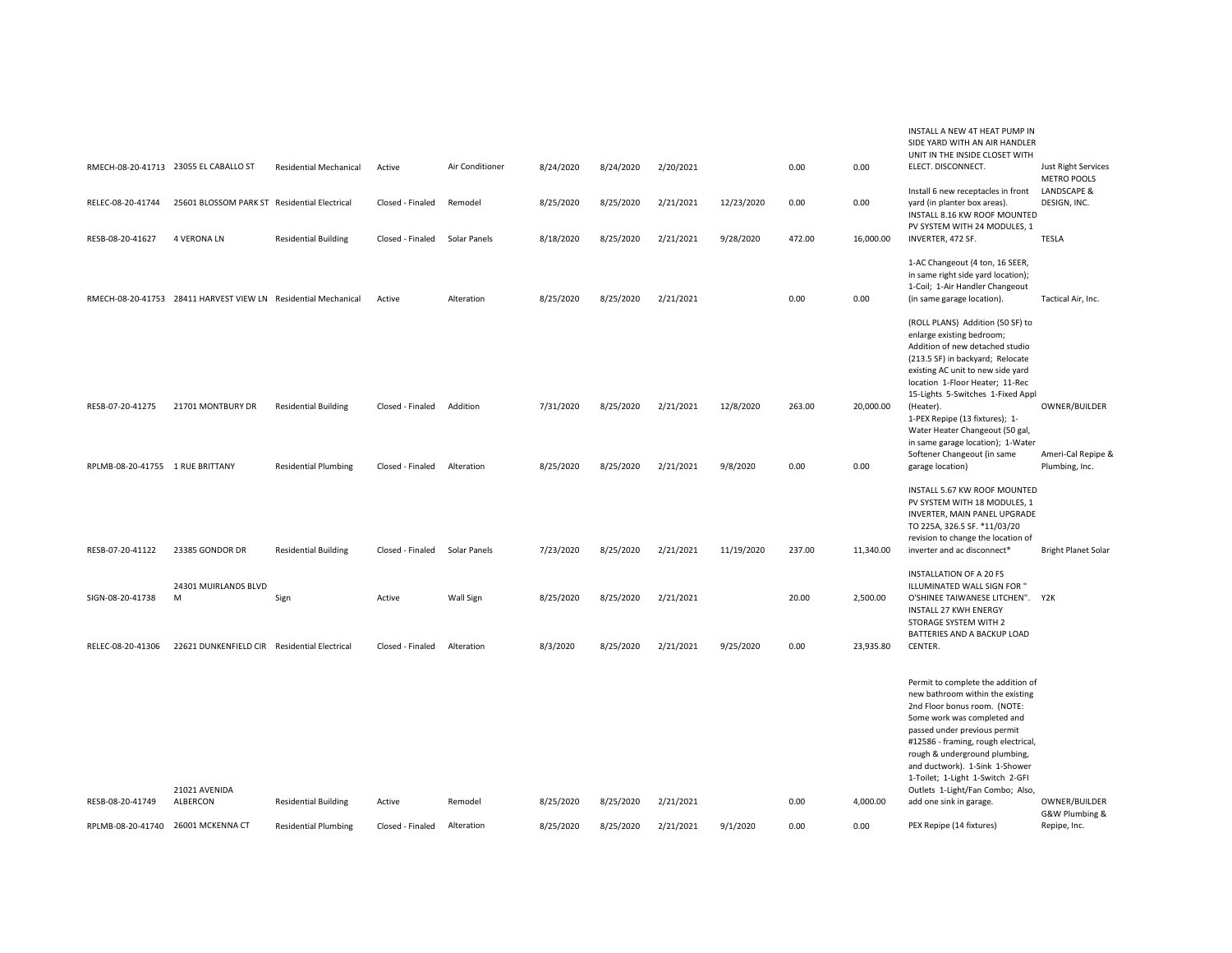| | | | | | | | | | | | | |
|---|---|---|---|---|---|---|---|---|---|---|---|---|
| RMECH-08-20-41713 | 23055 EL CABALLO ST | Residential Mechanical | Active | Air Conditioner | 8/24/2020 | 8/24/2020 | 2/20/2021 | | 0.00 | 0.00 | INSTALL A NEW 4T HEAT PUMP IN SIDE YARD WITH AN AIR HANDLER UNIT IN THE INSIDE CLOSET WITH ELECT. DISCONNECT. | Just Right Services |
| RELEC-08-20-41744 | 25601 BLOSSOM PARK ST | Residential Electrical | Closed - Finaled | Remodel | 8/25/2020 | 8/25/2020 | 2/21/2021 | 12/23/2020 | 0.00 | 0.00 | Install 6 new receptacles in front yard (in planter box areas). | METRO POOLS LANDSCAPE & DESIGN, INC. |
| RESB-08-20-41627 | 4 VERONA LN | Residential Building | Closed - Finaled | Solar Panels | 8/18/2020 | 8/25/2020 | 2/21/2021 | 9/28/2020 | 472.00 | 16,000.00 | INSTALL 8.16 KW ROOF MOUNTED PV SYSTEM WITH 24 MODULES, 1 INVERTER, 472 SF. | TESLA |
| RMECH-08-20-41753 | 28411 HARVEST VIEW LN | Residential Mechanical | Active | Alteration | 8/25/2020 | 8/25/2020 | 2/21/2021 | | 0.00 | 0.00 | 1-AC Changeout (4 ton, 16 SEER, in same right side yard location); 1-Coil; 1-Air Handler Changeout (in same garage location). | Tactical Air, Inc. |
| RESB-07-20-41275 | 21701 MONTBURY DR | Residential Building | Closed - Finaled | Addition | 7/31/2020 | 8/25/2020 | 2/21/2021 | 12/8/2020 | 263.00 | 20,000.00 | (ROLL PLANS) Addition (50 SF) to enlarge existing bedroom; Addition of new detached studio (213.5 SF) in backyard; Relocate existing AC unit to new side yard location 1-Floor Heater; 11-Rec 15-Lights 5-Switches 1-Fixed Appl (Heater). | OWNER/BUILDER |
| RPLMB-08-20-41755 | 1 RUE BRITTANY | Residential Plumbing | Closed - Finaled | Alteration | 8/25/2020 | 8/25/2020 | 2/21/2021 | 9/8/2020 | 0.00 | 0.00 | 1-PEX Repipe (13 fixtures); 1-Water Heater Changeout (50 gal, in same garage location); 1-Water Softener Changeout (in same garage location) | Ameri-Cal Repipe & Plumbing, Inc. |
| RESB-07-20-41122 | 23385 GONDOR DR | Residential Building | Closed - Finaled | Solar Panels | 7/23/2020 | 8/25/2020 | 2/21/2021 | 11/19/2020 | 237.00 | 11,340.00 | INSTALL 5.67 KW ROOF MOUNTED PV SYSTEM WITH 18 MODULES, 1 INVERTER, MAIN PANEL UPGRADE TO 225A, 326.5 SF. *11/03/20 revision to change the location of inverter and ac disconnect* | Bright Planet Solar |
| SIGN-08-20-41738 | 24301 MUIRLANDS BLVD M | Sign | Active | Wall Sign | 8/25/2020 | 8/25/2020 | 2/21/2021 | | 20.00 | 2,500.00 | INSTALLATION OF A 20 FS ILLUMINATED WALL SIGN FOR " O'SHINEE TAIWANESE LITCHEN". | Y2K |
| RELEC-08-20-41306 | 22621 DUNKENFIELD CIR | Residential Electrical | Closed - Finaled | Alteration | 8/3/2020 | 8/25/2020 | 2/21/2021 | 9/25/2020 | 0.00 | 23,935.80 | INSTALL 27 KWH ENERGY STORAGE SYSTEM WITH 2 BATTERIES AND A BACKUP LOAD CENTER. | |
| RESB-08-20-41749 | 21021 AVENIDA ALBERCON | Residential Building | Active | Remodel | 8/25/2020 | 8/25/2020 | 2/21/2021 | | 0.00 | 4,000.00 | Permit to complete the addition of new bathroom within the existing 2nd Floor bonus room. (NOTE: Some work was completed and passed under previous permit #12586 - framing, rough electrical, rough & underground plumbing, and ductwork). 1-Sink 1-Shower 1-Toilet; 1-Light 1-Switch 2-GFI Outlets 1-Light/Fan Combo; Also, add one sink in garage. | OWNER/BUILDER |
| RPLMB-08-20-41740 | 26001 MCKENNA CT | Residential Plumbing | Closed - Finaled | Alteration | 8/25/2020 | 8/25/2020 | 2/21/2021 | 9/1/2020 | 0.00 | 0.00 | PEX Repipe (14 fixtures) | G&W Plumbing & Repipe, Inc. |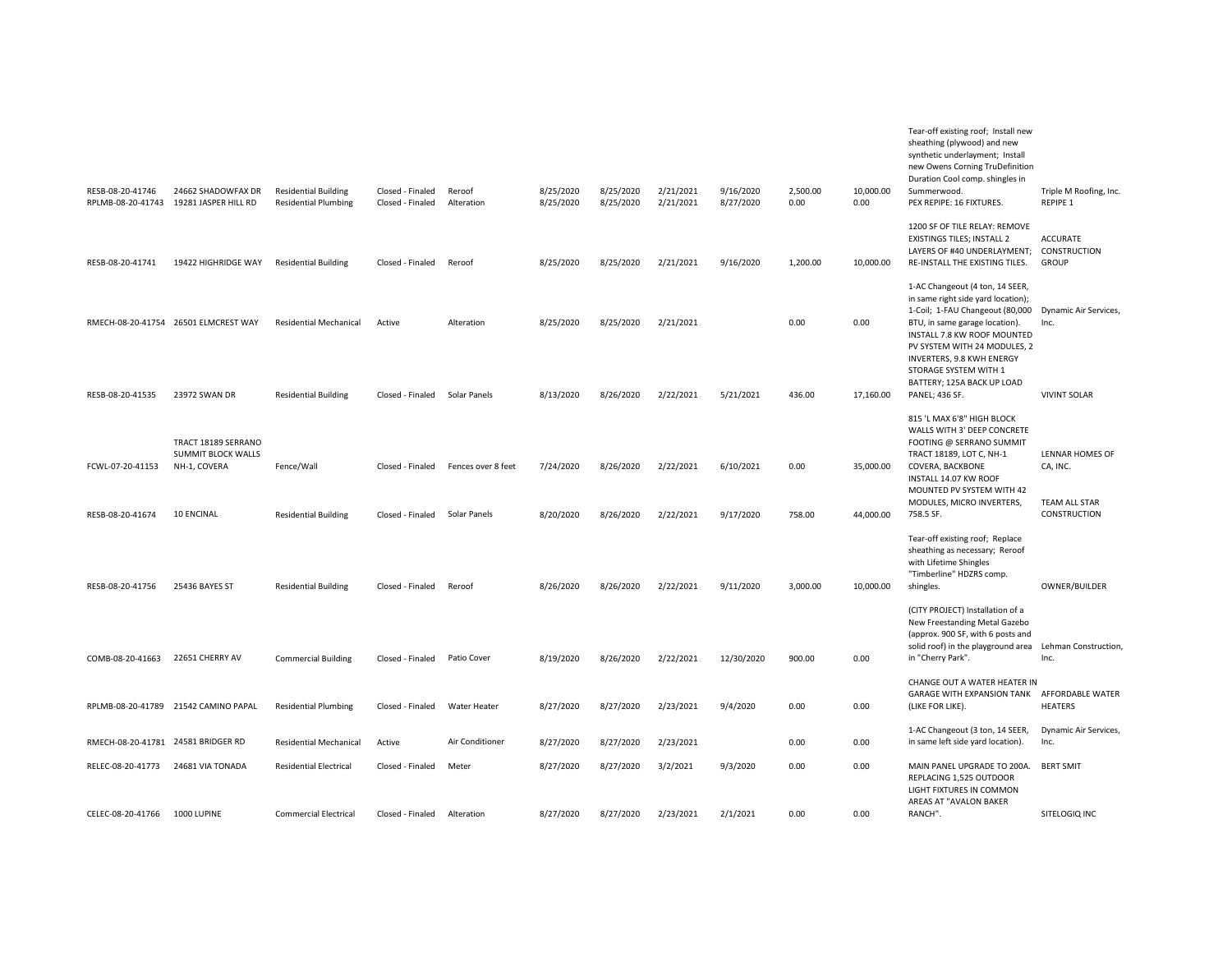| | | | | | | | | | | | | |
|---|---|---|---|---|---|---|---|---|---|---|---|---|
| RESB-08-20-41746 | 24662 SHADOWFAX DR | Residential Building | Closed - Finaled | Reroof | 8/25/2020 | 8/25/2020 | 2/21/2021 | 9/16/2020 | 2,500.00 | 10,000.00 | Tear-off existing roof; Install new sheathing (plywood) and new synthetic underlayment; Install new Owens Corning TruDefinition Duration Cool comp. shingles in Summerwood. | Triple M Roofing, Inc. |
| RPLMB-08-20-41743 | 19281 JASPER HILL RD | Residential Plumbing | Closed - Finaled | Alteration | 8/25/2020 | 8/25/2020 | 2/21/2021 | 8/27/2020 | 0.00 | 0.00 | PEX REPIPE: 16 FIXTURES. | REPIPE 1 |
| RESB-08-20-41741 | 19422 HIGHRIDGE WAY | Residential Building | Closed - Finaled | Reroof | 8/25/2020 | 8/25/2020 | 2/21/2021 | 9/16/2020 | 1,200.00 | 10,000.00 | 1200 SF OF TILE RELAY: REMOVE EXISTINGS TILES; INSTALL 2 LAYERS OF #40 UNDERLAYMENT; RE-INSTALL THE EXISTING TILES. | ACCURATE CONSTRUCTION GROUP |
| RMECH-08-20-41754 | 26501 ELMCREST WAY | Residential Mechanical | Active | Alteration | 8/25/2020 | 8/25/2020 | 2/21/2021 | | 0.00 | 0.00 | 1-AC Changeout (4 ton, 14 SEER, in same right side yard location); 1-Coil; 1-FAU Changeout (80,000 BTU, in same garage location). | Dynamic Air Services, Inc. |
| RESB-08-20-41535 | 23972 SWAN DR | Residential Building | Closed - Finaled | Solar Panels | 8/13/2020 | 8/26/2020 | 2/22/2021 | 5/21/2021 | 436.00 | 17,160.00 | INSTALL 7.8 KW ROOF MOUNTED PV SYSTEM WITH 24 MODULES, 2 INVERTERS, 9.8 KWH ENERGY STORAGE SYSTEM WITH 1 BATTERY; 125A BACK UP LOAD PANEL; 436 SF. | VIVINT SOLAR |
| FCWL-07-20-41153 | TRACT 18189 SERRANO SUMMIT BLOCK WALLS NH-1, COVERA | Fence/Wall | Closed - Finaled | Fences over 8 feet | 7/24/2020 | 8/26/2020 | 2/22/2021 | 6/10/2021 | 0.00 | 35,000.00 | 815 'L MAX 6'8" HIGH BLOCK WALLS WITH 3' DEEP CONCRETE FOOTING @ SERRANO SUMMIT TRACT 18189, LOT C, NH-1 COVERA, BACKBONE | LENNAR HOMES OF CA, INC. |
| RESB-08-20-41674 | 10 ENCINAL | Residential Building | Closed - Finaled | Solar Panels | 8/20/2020 | 8/26/2020 | 2/22/2021 | 9/17/2020 | 758.00 | 44,000.00 | INSTALL 14.07 KW ROOF MOUNTED PV SYSTEM WITH 42 MODULES, MICRO INVERTERS, 758.5 SF. | TEAM ALL STAR CONSTRUCTION |
| RESB-08-20-41756 | 25436 BAYES ST | Residential Building | Closed - Finaled | Reroof | 8/26/2020 | 8/26/2020 | 2/22/2021 | 9/11/2020 | 3,000.00 | 10,000.00 | Tear-off existing roof; Replace sheathing as necessary; Reroof with Lifetime Shingles "Timberline" HDZRS comp. shingles. | OWNER/BUILDER |
| COMB-08-20-41663 | 22651 CHERRY AV | Commercial Building | Closed - Finaled | Patio Cover | 8/19/2020 | 8/26/2020 | 2/22/2021 | 12/30/2020 | 900.00 | 0.00 | (CITY PROJECT) Installation of a New Freestanding Metal Gazebo (approx. 900 SF, with 6 posts and solid roof) in the playground area in "Cherry Park". | Lehman Construction, Inc. |
| RPLMB-08-20-41789 | 21542 CAMINO PAPAL | Residential Plumbing | Closed - Finaled | Water Heater | 8/27/2020 | 8/27/2020 | 2/23/2021 | 9/4/2020 | 0.00 | 0.00 | CHANGE OUT A WATER HEATER IN GARAGE WITH EXPANSION TANK (LIKE FOR LIKE). | AFFORDABLE WATER HEATERS |
| RMECH-08-20-41781 | 24581 BRIDGER RD | Residential Mechanical | Active | Air Conditioner | 8/27/2020 | 8/27/2020 | 2/23/2021 | | 0.00 | 0.00 | 1-AC Changeout (3 ton, 14 SEER, in same left side yard location). | Dynamic Air Services, Inc. |
| RELEC-08-20-41773 | 24681 VIA TONADA | Residential Electrical | Closed - Finaled | Meter | 8/27/2020 | 8/27/2020 | 3/2/2021 | 9/3/2020 | 0.00 | 0.00 | MAIN PANEL UPGRADE TO 200A. | BERT SMIT |
| CELEC-08-20-41766 | 1000 LUPINE | Commercial Electrical | Closed - Finaled | Alteration | 8/27/2020 | 8/27/2020 | 2/23/2021 | 2/1/2021 | 0.00 | 0.00 | REPLACING 1,525 OUTDOOR LIGHT FIXTURES IN COMMON AREAS AT "AVALON BAKER RANCH". | SITELOGIQ INC |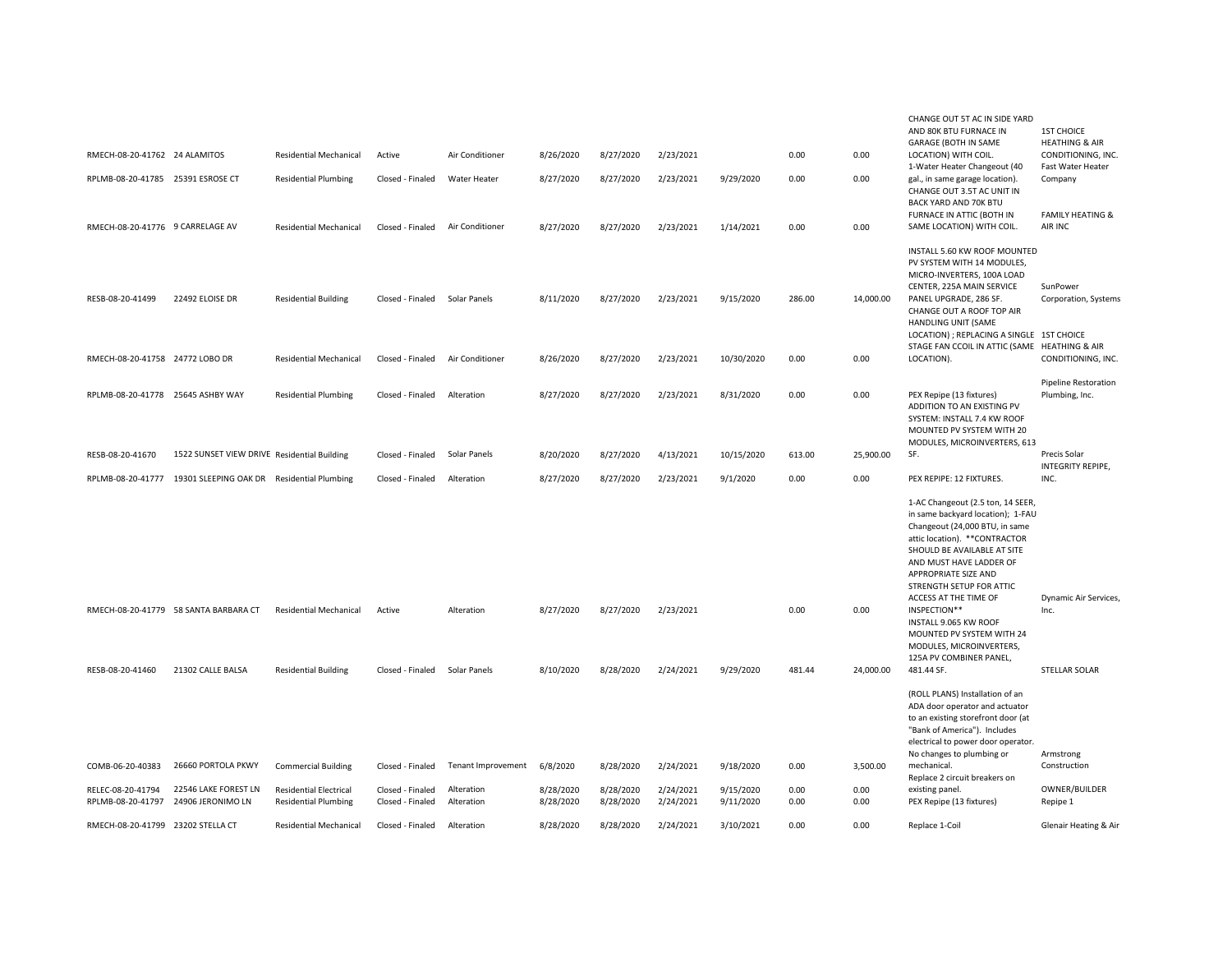| | | | | | | | | | | | | |
|---|---|---|---|---|---|---|---|---|---|---|---|---|
| RMECH-08-20-41762 | 24 ALAMITOS | Residential Mechanical | Active | Air Conditioner | 8/26/2020 | 8/27/2020 | 2/23/2021 | | 0.00 | 0.00 | CHANGE OUT 5T AC IN SIDE YARD AND 80K BTU FURNACE IN GARAGE (BOTH IN SAME LOCATION) WITH COIL. | 1ST CHOICE HEATHING & AIR CONDITIONING, INC. |
| RPLMB-08-20-41785 | 25391 ESROSE CT | Residential Plumbing | Closed - Finaled | Water Heater | 8/27/2020 | 8/27/2020 | 2/23/2021 | 9/29/2020 | 0.00 | 0.00 | 1-Water Heater Changeout (40 gal., in same garage location). | Fast Water Heater Company |
| RMECH-08-20-41776 | 9 CARRELAGE AV | Residential Mechanical | Closed - Finaled | Air Conditioner | 8/27/2020 | 8/27/2020 | 2/23/2021 | 1/14/2021 | 0.00 | 0.00 | CHANGE OUT 3.5T AC UNIT IN BACK YARD AND 70K BTU FURNACE IN ATTIC (BOTH IN SAME LOCATION) WITH COIL. | FAMILY HEATING & AIR INC |
| RESB-08-20-41499 | 22492 ELOISE DR | Residential Building | Closed - Finaled | Solar Panels | 8/11/2020 | 8/27/2020 | 2/23/2021 | 9/15/2020 | 286.00 | 14,000.00 | INSTALL 5.60 KW ROOF MOUNTED PV SYSTEM WITH 14 MODULES, MICRO-INVERTERS, 100A LOAD CENTER, 225A MAIN SERVICE PANEL UPGRADE, 286 SF. | SunPower Corporation, Systems |
| RMECH-08-20-41758 | 24772 LOBO DR | Residential Mechanical | Closed - Finaled | Air Conditioner | 8/26/2020 | 8/27/2020 | 2/23/2021 | 10/30/2020 | 0.00 | 0.00 | CHANGE OUT A ROOF TOP AIR HANDLING UNIT (SAME LOCATION) ; REPLACING A SINGLE STAGE FAN CCOIL IN ATTIC (SAME LOCATION). | 1ST CHOICE HEATHING & AIR CONDITIONING, INC. |
| RPLMB-08-20-41778 | 25645 ASHBY WAY | Residential Plumbing | Closed - Finaled | Alteration | 8/27/2020 | 8/27/2020 | 2/23/2021 | 8/31/2020 | 0.00 | 0.00 | PEX Repipe (13 fixtures) | Pipeline Restoration Plumbing, Inc. |
| RESB-08-20-41670 | 1522 SUNSET VIEW DRIVE | Residential Building | Closed - Finaled | Solar Panels | 8/20/2020 | 8/27/2020 | 4/13/2021 | 10/15/2020 | 613.00 | 25,900.00 | ADDITION TO AN EXISTING PV SYSTEM: INSTALL 7.4 KW ROOF MOUNTED PV SYSTEM WITH 20 MODULES, MICROINVERTERS, 613 SF. | Precis Solar |
| RPLMB-08-20-41777 | 19301 SLEEPING OAK DR | Residential Plumbing | Closed - Finaled | Alteration | 8/27/2020 | 8/27/2020 | 2/23/2021 | 9/1/2020 | 0.00 | 0.00 | PEX REPIPE: 12 FIXTURES. | INTEGRITY REPIPE, INC. |
| RMECH-08-20-41779 | 58 SANTA BARBARA CT | Residential Mechanical | Active | Alteration | 8/27/2020 | 8/27/2020 | 2/23/2021 | | 0.00 | 0.00 | 1-AC Changeout (2.5 ton, 14 SEER, in same backyard location); 1-FAU Changeout (24,000 BTU, in same attic location). **CONTRACTOR SHOULD BE AVAILABLE AT SITE AND MUST HAVE LADDER OF APPROPRIATE SIZE AND STRENGTH SETUP FOR ATTIC ACCESS AT THE TIME OF INSPECTION** | Dynamic Air Services, Inc. |
| RESB-08-20-41460 | 21302 CALLE BALSA | Residential Building | Closed - Finaled | Solar Panels | 8/10/2020 | 8/28/2020 | 2/24/2021 | 9/29/2020 | 481.44 | 24,000.00 | INSTALL 9.065 KW ROOF MOUNTED PV SYSTEM WITH 24 MODULES, MICROINVERTERS, 125A PV COMBINER PANEL, 481.44 SF. | STELLAR SOLAR |
| COMB-06-20-40383 | 26660 PORTOLA PKWY | Commercial Building | Closed - Finaled | Tenant Improvement | 6/8/2020 | 8/28/2020 | 2/24/2021 | 9/18/2020 | 0.00 | 3,500.00 | (ROLL PLANS) Installation of an ADA door operator and actuator to an existing storefront door (at "Bank of America"). Includes electrical to power door operator. No changes to plumbing or mechanical. | Armstrong Construction |
| RELEC-08-20-41794 | 22546 LAKE FOREST LN | Residential Electrical | Closed - Finaled | Alteration | 8/28/2020 | 8/28/2020 | 2/24/2021 | 9/15/2020 | 0.00 | 0.00 | Replace 2 circuit breakers on existing panel. | OWNER/BUILDER |
| RPLMB-08-20-41797 | 24906 JERONIMO LN | Residential Plumbing | Closed - Finaled | Alteration | 8/28/2020 | 8/28/2020 | 2/24/2021 | 9/11/2020 | 0.00 | 0.00 | PEX Repipe (13 fixtures) | Repipe 1 |
| RMECH-08-20-41799 | 23202 STELLA CT | Residential Mechanical | Closed - Finaled | Alteration | 8/28/2020 | 8/28/2020 | 2/24/2021 | 3/10/2021 | 0.00 | 0.00 | Replace 1-Coil | Glenair Heating & Air |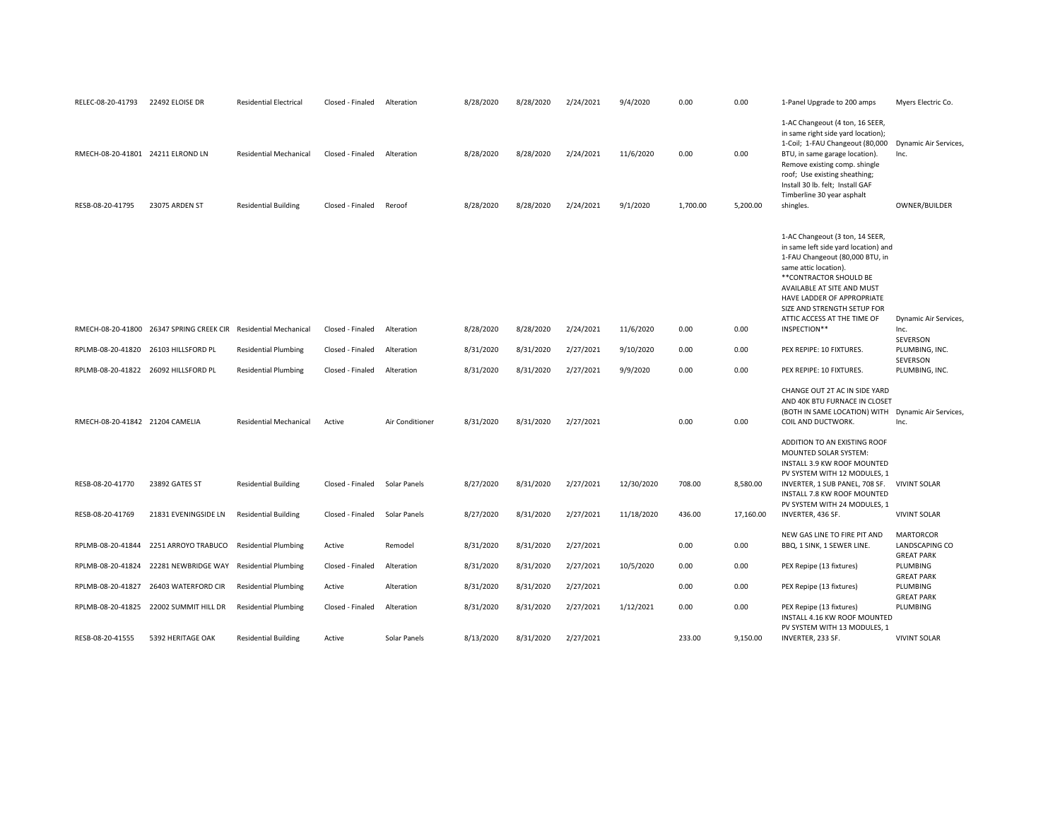| | | | | | | | | | | | | |
|---|---|---|---|---|---|---|---|---|---|---|---|---|
| RELEC-08-20-41793 | 22492 ELOISE DR | Residential Electrical | Closed - Finaled | Alteration | 8/28/2020 | 8/28/2020 | 2/24/2021 | 9/4/2020 | 0.00 | 0.00 | 1-Panel Upgrade to 200 amps | Myers Electric Co. |
| RMECH-08-20-41801 | 24211 ELROND LN | Residential Mechanical | Closed - Finaled | Alteration | 8/28/2020 | 8/28/2020 | 2/24/2021 | 11/6/2020 | 0.00 | 0.00 | 1-AC Changeout (4 ton, 16 SEER, in same right side yard location); 1-Coil; 1-FAU Changeout (80,000 BTU, in same garage location). | Dynamic Air Services, Inc. |
| RESB-08-20-41795 | 23075 ARDEN ST | Residential Building | Closed - Finaled | Reroof | 8/28/2020 | 8/28/2020 | 2/24/2021 | 9/1/2020 | 1,700.00 | 5,200.00 | Remove existing comp. shingle roof; Use existing sheathing; Install 30 lb. felt; Install GAF Timberline 30 year asphalt shingles. | OWNER/BUILDER |
| RMECH-08-20-41800 | 26347 SPRING CREEK CIR | Residential Mechanical | Closed - Finaled | Alteration | 8/28/2020 | 8/28/2020 | 2/24/2021 | 11/6/2020 | 0.00 | 0.00 | 1-AC Changeout (3 ton, 14 SEER, in same left side yard location) and 1-FAU Changeout (80,000 BTU, in same attic location). **CONTRACTOR SHOULD BE AVAILABLE AT SITE AND MUST HAVE LADDER OF APPROPRIATE SIZE AND STRENGTH SETUP FOR ATTIC ACCESS AT THE TIME OF INSPECTION** | Dynamic Air Services, Inc. |
| RPLMB-08-20-41820 | 26103 HILLSFORD PL | Residential Plumbing | Closed - Finaled | Alteration | 8/31/2020 | 8/31/2020 | 2/27/2021 | 9/10/2020 | 0.00 | 0.00 | PEX REPIPE: 10 FIXTURES. | SEVERSON PLUMBING, INC. |
| RPLMB-08-20-41822 | 26092 HILLSFORD PL | Residential Plumbing | Closed - Finaled | Alteration | 8/31/2020 | 8/31/2020 | 2/27/2021 | 9/9/2020 | 0.00 | 0.00 | PEX REPIPE: 10 FIXTURES. | SEVERSON PLUMBING, INC. |
| RMECH-08-20-41842 | 21204 CAMELIA | Residential Mechanical | Active | Air Conditioner | 8/31/2020 | 8/31/2020 | 2/27/2021 | | 0.00 | 0.00 | CHANGE OUT 2T AC IN SIDE YARD AND 40K BTU FURNACE IN CLOSET (BOTH IN SAME LOCATION) WITH COIL AND DUCTWORK. | Dynamic Air Services, Inc. |
| RESB-08-20-41770 | 23892 GATES ST | Residential Building | Closed - Finaled | Solar Panels | 8/27/2020 | 8/31/2020 | 2/27/2021 | 12/30/2020 | 708.00 | 8,580.00 | ADDITION TO AN EXISTING ROOF MOUNTED SOLAR SYSTEM: INSTALL 3.9 KW ROOF MOUNTED PV SYSTEM WITH 12 MODULES, 1 INVERTER, 1 SUB PANEL, 708 SF. | VIVINT SOLAR |
| RESB-08-20-41769 | 21831 EVENINGSIDE LN | Residential Building | Closed - Finaled | Solar Panels | 8/27/2020 | 8/31/2020 | 2/27/2021 | 11/18/2020 | 436.00 | 17,160.00 | INSTALL 7.8 KW ROOF MOUNTED PV SYSTEM WITH 24 MODULES, 1 INVERTER, 436 SF. | VIVINT SOLAR |
| RPLMB-08-20-41844 | 2251 ARROYO TRABUCO | Residential Plumbing | Active | Remodel | 8/31/2020 | 8/31/2020 | 2/27/2021 | | 0.00 | 0.00 | NEW GAS LINE TO FIRE PIT AND BBQ, 1 SINK, 1 SEWER LINE. | MARTORCOR LANDSCAPING CO |
| RPLMB-08-20-41824 | 22281 NEWBRIDGE WAY | Residential Plumbing | Closed - Finaled | Alteration | 8/31/2020 | 8/31/2020 | 2/27/2021 | 10/5/2020 | 0.00 | 0.00 | PEX Repipe (13 fixtures) | GREAT PARK PLUMBING |
| RPLMB-08-20-41827 | 26403 WATERFORD CIR | Residential Plumbing | Active | Alteration | 8/31/2020 | 8/31/2020 | 2/27/2021 | | 0.00 | 0.00 | PEX Repipe (13 fixtures) | GREAT PARK PLUMBING |
| RPLMB-08-20-41825 | 22002 SUMMIT HILL DR | Residential Plumbing | Closed - Finaled | Alteration | 8/31/2020 | 8/31/2020 | 2/27/2021 | 1/12/2021 | 0.00 | 0.00 | PEX Repipe (13 fixtures) | GREAT PARK PLUMBING |
| RESB-08-20-41555 | 5392 HERITAGE OAK | Residential Building | Active | Solar Panels | 8/13/2020 | 8/31/2020 | 2/27/2021 | | 233.00 | 9,150.00 | INSTALL 4.16 KW ROOF MOUNTED PV SYSTEM WITH 13 MODULES, 1 INVERTER, 233 SF. | VIVINT SOLAR |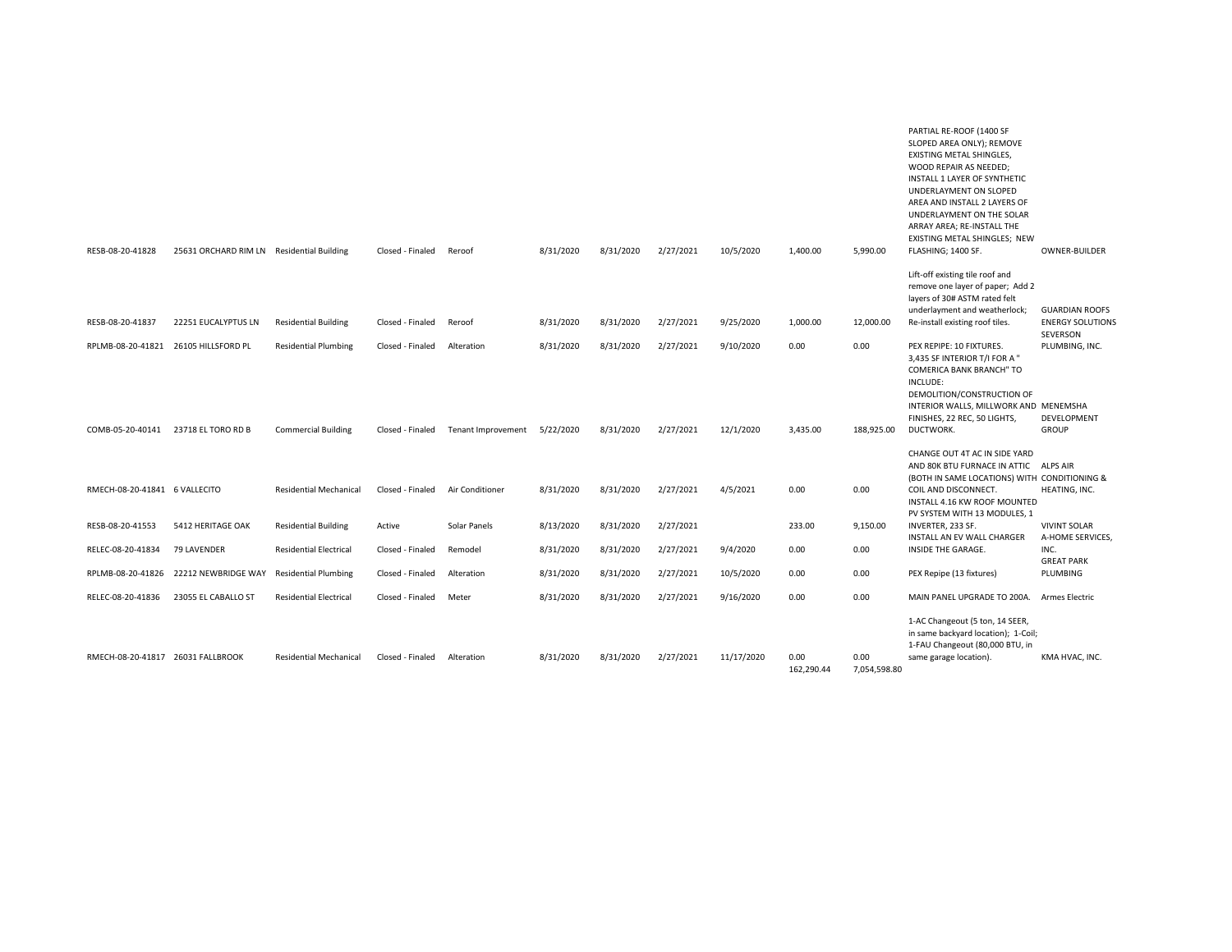| | | | | | | | | | | | | |
|---|---|---|---|---|---|---|---|---|---|---|---|---|
| RESB-08-20-41828 | 25631 ORCHARD RIM LN | Residential Building | Closed - Finaled | Reroof | 8/31/2020 | 8/31/2020 | 2/27/2021 | 10/5/2020 | 1,400.00 | 5,990.00 | PARTIAL RE-ROOF (1400 SF SLOPED AREA ONLY); REMOVE EXISTING METAL SHINGLES, WOOD REPAIR AS NEEDED; INSTALL 1 LAYER OF SYNTHETIC UNDERLAYMENT ON SLOPED AREA AND INSTALL 2 LAYERS OF UNDERLAYMENT ON THE SOLAR ARRAY AREA; RE-INSTALL THE EXISTING METAL SHINGLES; NEW FLASHING; 1400 SF. | OWNER-BUILDER |
| RESB-08-20-41837 | 22251 EUCALYPTUS LN | Residential Building | Closed - Finaled | Reroof | 8/31/2020 | 8/31/2020 | 2/27/2021 | 9/25/2020 | 1,000.00 | 12,000.00 | Lift-off existing tile roof and remove one layer of paper; Add 2 layers of 30# ASTM rated felt underlayment and weatherlock; Re-install existing roof tiles. | GUARDIAN ROOFS ENERGY SOLUTIONS |
| RPLMB-08-20-41821 | 26105 HILLSFORD PL | Residential Plumbing | Closed - Finaled | Alteration | 8/31/2020 | 8/31/2020 | 2/27/2021 | 9/10/2020 | 0.00 | 0.00 | PEX REPIPE: 10 FIXTURES. | SEVERSON PLUMBING, INC. |
| COMB-05-20-40141 | 23718 EL TORO RD B | Commercial Building | Closed - Finaled | Tenant Improvement | 5/22/2020 | 8/31/2020 | 2/27/2021 | 12/1/2020 | 3,435.00 | 188,925.00 | 3,435 SF INTERIOR T/I FOR A " COMERICA BANK BRANCH" TO INCLUDE: DEMOLITION/CONSTRUCTION OF INTERIOR WALLS, MILLWORK AND FINISHES, 22 REC, 50 LIGHTS, DUCTWORK. | MENEMSHA DEVELOPMENT GROUP |
| RMECH-08-20-41841 | 6 VALLECITO | Residential Mechanical | Closed - Finaled | Air Conditioner | 8/31/2020 | 8/31/2020 | 2/27/2021 | 4/5/2021 | 0.00 | 0.00 | CHANGE OUT 4T AC IN SIDE YARD AND 80K BTU FURNACE IN ATTIC (BOTH IN SAME LOCATIONS) WITH COIL AND DISCONNECT. | ALPS AIR CONDITIONING & HEATING, INC. |
| RESB-08-20-41553 | 5412 HERITAGE OAK | Residential Building | Active | Solar Panels | 8/13/2020 | 8/31/2020 | 2/27/2021 | | 233.00 | 9,150.00 | INSTALL 4.16 KW ROOF MOUNTED PV SYSTEM WITH 13 MODULES, 1 INVERTER, 233 SF. | VIVINT SOLAR |
| RELEC-08-20-41834 | 79 LAVENDER | Residential Electrical | Closed - Finaled | Remodel | 8/31/2020 | 8/31/2020 | 2/27/2021 | 9/4/2020 | 0.00 | 0.00 | INSTALL AN EV WALL CHARGER INSIDE THE GARAGE. | A-HOME SERVICES, INC. |
| RPLMB-08-20-41826 | 22212 NEWBRIDGE WAY | Residential Plumbing | Closed - Finaled | Alteration | 8/31/2020 | 8/31/2020 | 2/27/2021 | 10/5/2020 | 0.00 | 0.00 | PEX Repipe (13 fixtures) | GREAT PARK PLUMBING |
| RELEC-08-20-41836 | 23055 EL CABALLO ST | Residential Electrical | Closed - Finaled | Meter | 8/31/2020 | 8/31/2020 | 2/27/2021 | 9/16/2020 | 0.00 | 0.00 | MAIN PANEL UPGRADE TO 200A. | Armes Electric |
| RMECH-08-20-41817 | 26031 FALLBROOK | Residential Mechanical | Closed - Finaled | Alteration | 8/31/2020 | 8/31/2020 | 2/27/2021 | 11/17/2020 | 0.00 | 0.00 | 1-AC Changeout (5 ton, 14 SEER, in same backyard location); 1-Coil; 1-FAU Changeout (80,000 BTU, in same garage location). | KMA HVAC, INC. |
| | | | | | | | | | 162,290.44 | 7,054,598.80 | | |